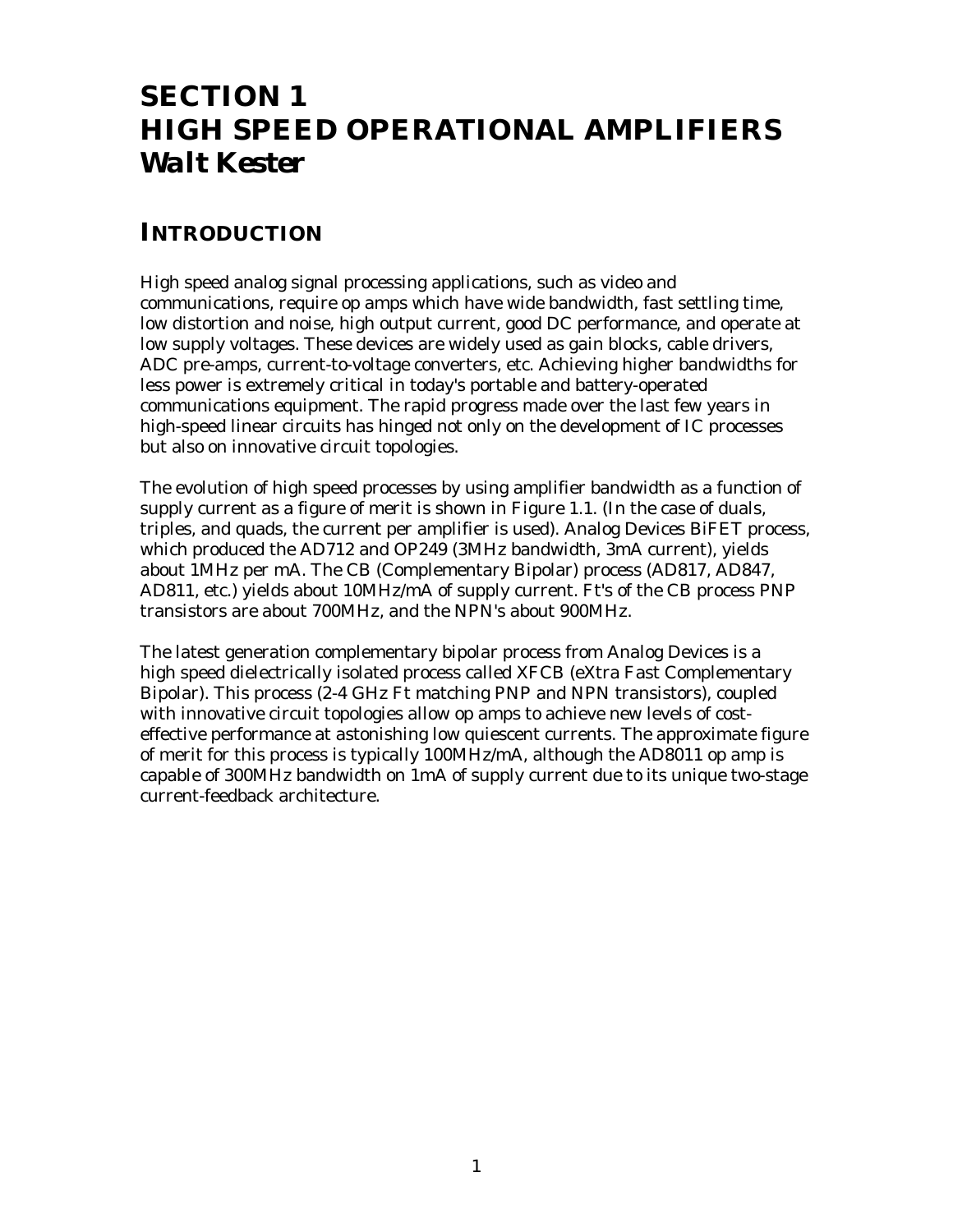# SECTION 1
# HIGH SPEED OPERATIONAL AMPLIFIERS
# *Walt Kester*

## INTRODUCTION

High speed analog signal processing applications, such as video and communications, require op amps which have wide bandwidth, fast settling time, low distortion and noise, high output current, good DC performance, and operate at low supply voltages. These devices are widely used as gain blocks, cable drivers, ADC pre-amps, current-to-voltage converters, etc. Achieving higher bandwidths for less power is extremely critical in today's portable and battery-operated communications equipment. The rapid progress made over the last few years in high-speed linear circuits has hinged not only on the development of IC processes but also on innovative circuit topologies.

The evolution of high speed processes by using amplifier bandwidth as a function of supply current as a figure of merit is shown in Figure 1.1. (In the case of duals, triples, and quads, the current per amplifier is used). Analog Devices BiFET process, which produced the AD712 and OP249 (3MHz bandwidth, 3mA current), yields about 1MHz per mA. The CB (Complementary Bipolar) process (AD817, AD847, AD811, etc.) yields about 10MHz/mA of supply current. Ft's of the CB process PNP transistors are about 700MHz, and the NPN's about 900MHz.

The latest generation complementary bipolar process from Analog Devices is a high speed dielectrically isolated process called XFCB (eXtra Fast Complementary Bipolar). This process (2-4 GHz Ft matching PNP and NPN transistors), coupled with innovative circuit topologies allow op amps to achieve new levels of cost-effective performance at astonishing low quiescent currents. The approximate figure of merit for this process is typically 100MHz/mA, although the AD8011 op amp is capable of 300MHz bandwidth on 1mA of supply current due to its unique two-stage current-feedback architecture.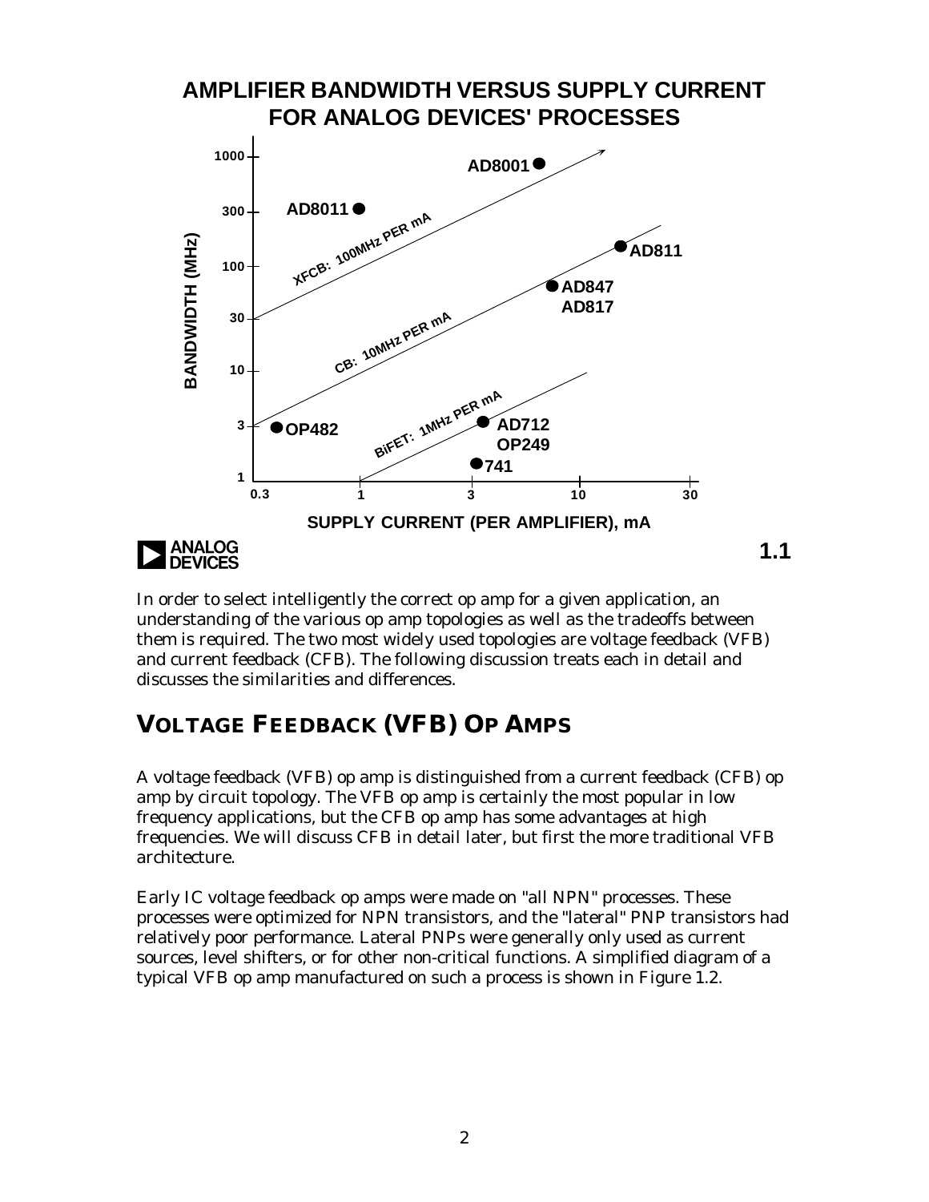## AMPLIFIER BANDWIDTH VERSUS SUPPLY CURRENT FOR ANALOG DEVICES' PROCESSES

In order to select intelligently the correct op amp for a given application, an understanding of the various op amp topologies as well as the tradeoffs between them is required. The two most widely used topologies are voltage feedback (VFB) and current feedback (CFB). The following discussion treats each in detail and discusses the similarities and differences.

# VOLTAGE FEEDBACK (VFB) OP AMPS

A voltage feedback (VFB) op amp is distinguished from a current feedback (CFB) op amp by circuit topology. The VFB op amp is certainly the most popular in low frequency applications, but the CFB op amp has some advantages at high frequencies. We will discuss CFB in detail later, but first the more traditional VFB architecture.

Early IC voltage feedback op amps were made on "all NPN" processes. These processes were optimized for NPN transistors, and the "lateral" PNP transistors had relatively poor performance. Lateral PNPs were generally only used as current sources, level shifters, or for other non-critical functions. A simplified diagram of a typical VFB op amp manufactured on such a process is shown in Figure 1.2.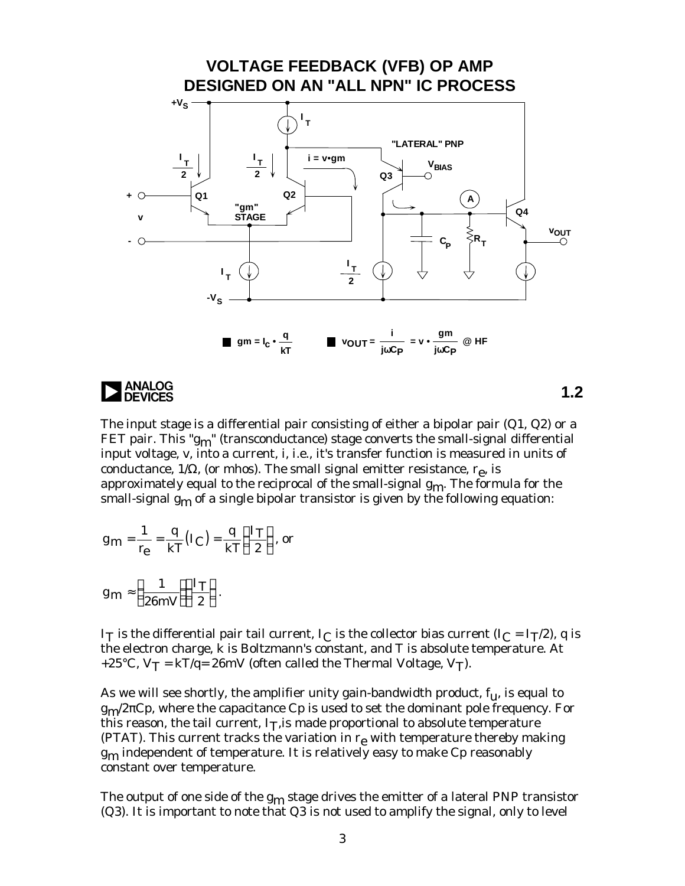## VOLTAGE FEEDBACK (VFB) OP AMP DESIGNED ON AN "ALL NPN" IC PROCESS

- $gm = I_C \bullet \frac{q}{kT}$
- $v_{OUT} = \frac{i}{j\omega C_P} = v \bullet \frac{gm}{j\omega C_P}$ @ HF

The input stage is a differential pair consisting of either a bipolar pair (Q1, Q2) or a FET pair. This "$g_m$" (transconductance) stage converts the small-signal differential input voltage, v, into a current, i, i.e., it's transfer function is measured in units of conductance, 1/Ω, (or mhos). The small signal emitter resistance, $r_e$, is approximately equal to the reciprocal of the small-signal $g_m$. The formula for the small-signal $g_m$ of a single bipolar transistor is given by the following equation:

$$g_m = \frac{1}{r_e} = \frac{q}{kT}\left(I_C\right) = \frac{q}{kT}\left(\frac{I_T}{2}\right), \text{ or}$$

$$g_m \approx \left(\frac{1}{26mV}\right)\left(\frac{I_T}{2}\right).$$

$I_T$ is the differential pair tail current, $I_C$ is the collector bias current ($I_C = I_T/2$), q is the electron charge, k is Boltzmann's constant, and T is absolute temperature. At +25°C, $V_T = kT/q = 26mV$ (often called the Thermal Voltage, $V_T$).

As we will see shortly, the amplifier unity gain-bandwidth product, $f_u$, is equal to $g_m/2\pi Cp$, where the capacitance Cp is used to set the dominant pole frequency. For this reason, the tail current, $I_T$, is made proportional to absolute temperature (PTAT). This current tracks the variation in $r_e$ with temperature thereby making $g_m$ independent of temperature. It is relatively easy to make Cp reasonably constant over temperature.

The output of one side of the $g_m$ stage drives the emitter of a lateral PNP transistor (Q3). It is important to note that Q3 is not used to amplify the signal, only to level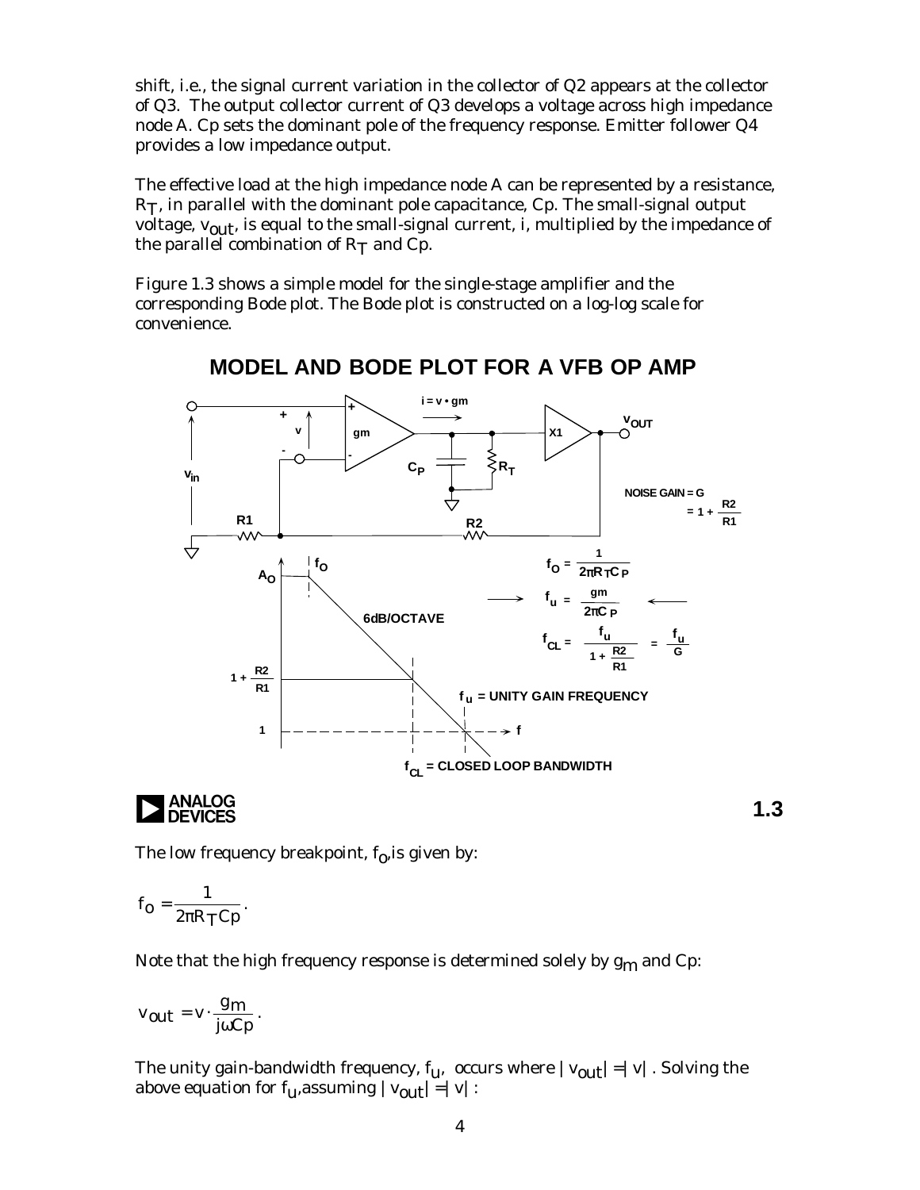shift, i.e., the signal current variation in the collector of Q2 appears at the collector of Q3. The output collector current of Q3 develops a voltage across high impedance node A. Cp sets the dominant pole of the frequency response. Emitter follower Q4 provides a low impedance output.

The effective load at the high impedance node A can be represented by a resistance, $R_T$, in parallel with the dominant pole capacitance, Cp. The small-signal output voltage, $v_{out}$, is equal to the small-signal current, i, multiplied by the impedance of the parallel combination of $R_T$ and Cp.

Figure 1.3 shows a simple model for the single-stage amplifier and the corresponding Bode plot. The Bode plot is constructed on a log-log scale for convenience.

## MODEL AND BODE PLOT FOR A VFB OP AMP

$i = v \cdot gm$

NOISE GAIN = G $= 1 + \frac{R2}{R1}$

$$f_O = \frac{1}{2\pi R_T C_P}$$

$$f_u = \frac{gm}{2\pi C_P}$$

$$f_{CL} = \frac{f_u}{1 + \frac{R2}{R1}} = \frac{f_u}{G}$$

6dB/OCTAVE

$f_u$ = UNITY GAIN FREQUENCY

$f_{CL}$ = CLOSED LOOP BANDWIDTH

1.3

The low frequency breakpoint, $f_O$, is given by:

$$f_O = \frac{1}{2\pi R_T Cp}.$$

Note that the high frequency response is determined solely by $g_m$ and Cp:

$$v_{out} = v \cdot \frac{g_m}{j\omega Cp}.$$

The unity gain-bandwidth frequency, $f_u$, occurs where $|v_{out}| = |v|$. Solving the above equation for $f_u$, assuming $|v_{out}| = |v|$: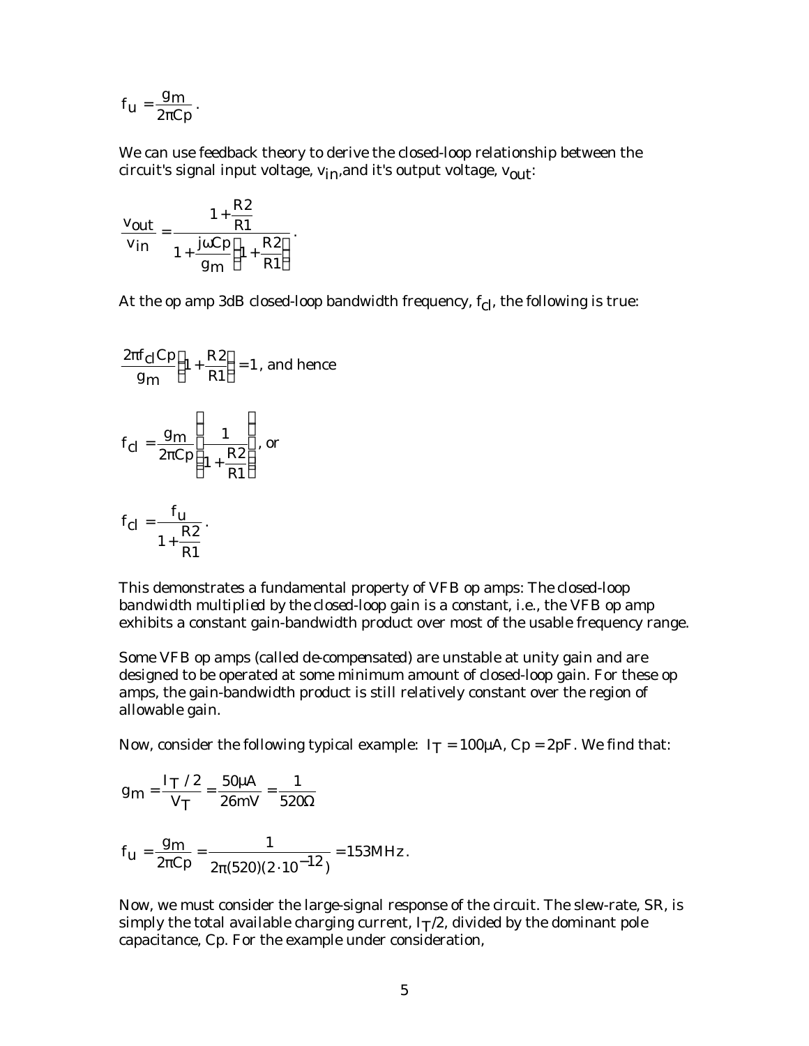$$f_u = \frac{g_m}{2\pi Cp}.$$

We can use feedback theory to derive the closed-loop relationship between the circuit's signal input voltage, $v_{in}$, and it's output voltage, $v_{out}$:

$$\frac{v_{out}}{v_{in}} = \frac{1 + \frac{R2}{R1}}{1 + \frac{j\omega Cp}{g_m}\left(1 + \frac{R2}{R1}\right)}.$$

At the op amp 3dB closed-loop bandwidth frequency, $f_{cl}$, the following is true:

$$\frac{2\pi f_{cl} Cp}{g_m}\left(1 + \frac{R2}{R1}\right) = 1, \text{ and hence}$$

$$f_{cl} = \frac{g_m}{2\pi Cp}\left(\frac{1}{1 + \frac{R2}{R1}}\right), \text{ or}$$

$$f_{cl} = \frac{f_u}{1 + \frac{R2}{R1}}.$$

This demonstrates a fundamental property of VFB op amps: *The closed-loop bandwidth multiplied by the closed-loop gain is a constant*, i.e., the VFB op amp exhibits a constant gain-bandwidth product over most of the usable frequency range.

Some VFB op amps (called *de-compensated*) are unstable at unity gain and are designed to be operated at some minimum amount of closed-loop gain. For these op amps, the gain-bandwidth product is still relatively constant over the region of allowable gain.

Now, consider the following typical example: $I_T = 100\mu A$, $Cp = 2pF$. We find that:

$$g_m = \frac{I_T/2}{V_T} = \frac{50\mu A}{26mV} = \frac{1}{520\Omega}$$

$$f_u = \frac{g_m}{2\pi Cp} = \frac{1}{2\pi(520)(2 \cdot 10^{-12})} = 153MHz.$$

Now, we must consider the large-signal response of the circuit. The slew-rate, SR, is simply the total available charging current, $I_T/2$, divided by the dominant pole capacitance, Cp. For the example under consideration,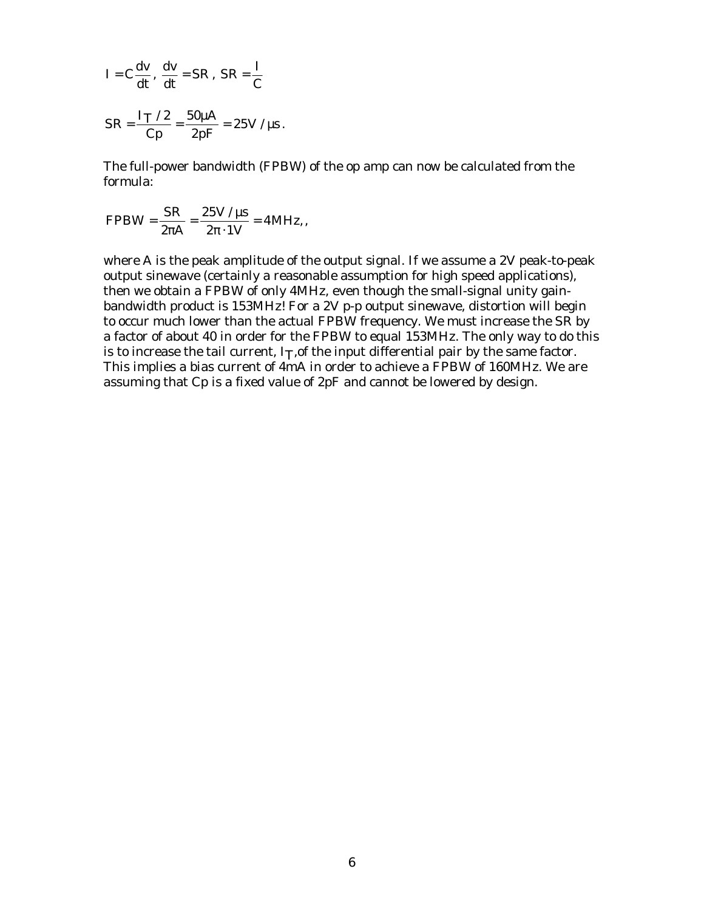$$I = C\frac{dv}{dt},\ \frac{dv}{dt} = SR,\ SR = \frac{I}{C}$$

$$SR = \frac{I_T/2}{Cp} = \frac{50\mu A}{2pF} = 25V/\mu s.$$

The full-power bandwidth (FPBW) of the op amp can now be calculated from the formula:

$$FPBW = \frac{SR}{2\pi A} = \frac{25V/\mu s}{2\pi \cdot 1V} = 4MHz,,$$

where A is the peak amplitude of the output signal. If we assume a 2V peak-to-peak output sinewave (certainly a reasonable assumption for high speed applications), then we obtain a FPBW of only 4MHz, even though the small-signal unity gain-bandwidth product is 153MHz! For a 2V p-p output sinewave, distortion will begin to occur much lower than the actual FPBW frequency. We must increase the SR by a factor of about 40 in order for the FPBW to equal 153MHz. The only way to do this is to increase the tail current, $I_T$, of the input differential pair by the same factor. This implies a bias current of 4mA in order to achieve a FPBW of 160MHz. We are assuming that Cp is a fixed value of 2pF and cannot be lowered by design.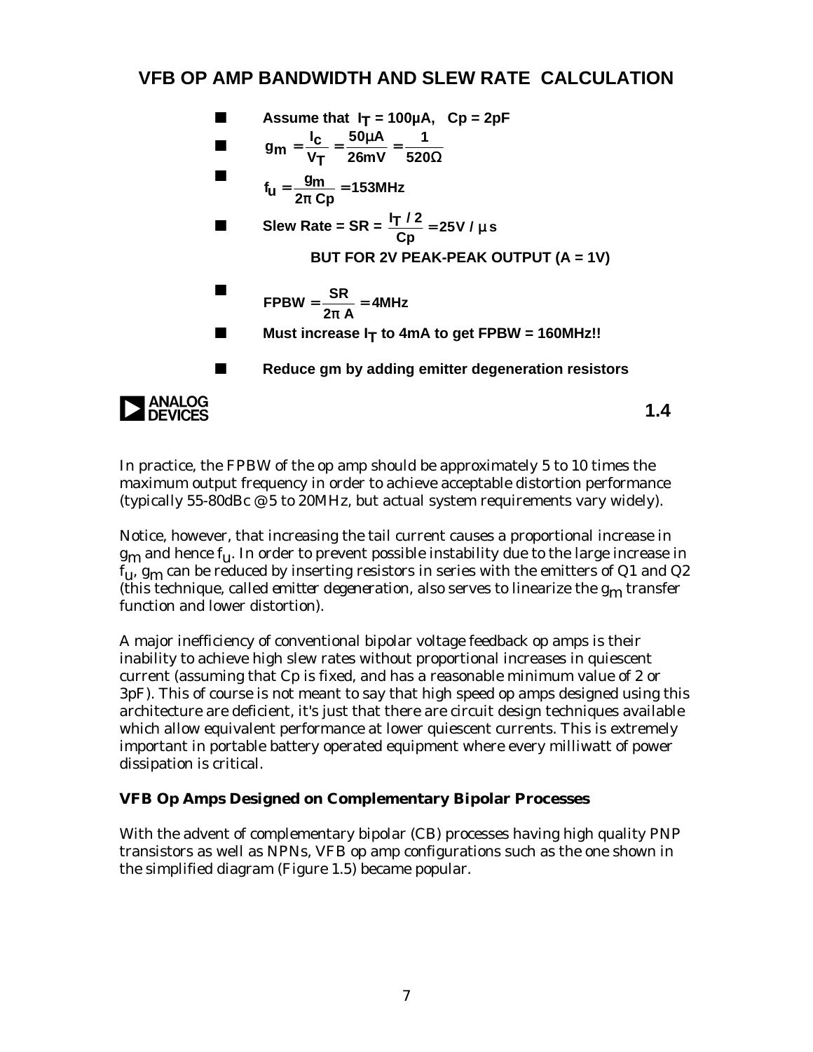## VFB OP AMP BANDWIDTH AND SLEW RATE CALCULATION

- **Assume that $I_T$ = 100µA, Cp = 2pF**
- $$g_m = \frac{I_C}{V_T} = \frac{50\mu A}{26mV} = \frac{1}{520\Omega}$$
- $$f_u = \frac{g_m}{2\pi\, Cp} = 153MHz$$
- **Slew Rate** = $SR = \frac{I_T / 2}{Cp} = 25V / \mu s$

  **BUT FOR 2V PEAK-PEAK OUTPUT (A = 1V)**
- $$FPBW = \frac{SR}{2\pi\, A} = 4MHz$$
- **Must increase $I_T$ to 4mA to get FPBW = 160MHz!!**
- **Reduce gm by adding emitter degeneration resistors**

**1.4**

In practice, the FPBW of the op amp should be approximately 5 to 10 times the maximum output frequency in order to achieve acceptable distortion performance (typically 55-80dBc @ 5 to 20MHz, but actual system requirements vary widely).

Notice, however, that increasing the tail current causes a proportional increase in $g_m$ and hence $f_u$. In order to prevent possible instability due to the large increase in $f_u$, $g_m$ can be reduced by inserting resistors in series with the emitters of Q1 and Q2 (this technique, called *emitter degeneration*, also serves to linearize the $g_m$ transfer function and lower distortion).

A major inefficiency of conventional bipolar voltage feedback op amps is their inability to achieve high slew rates without proportional increases in quiescent current (assuming that Cp is fixed, and has a reasonable minimum value of 2 or 3pF). This of course is not meant to say that high speed op amps designed using this architecture are deficient, it's just that there are circuit design techniques available which allow equivalent performance at lower quiescent currents. This is extremely important in portable battery operated equipment where every milliwatt of power dissipation is critical.

### VFB Op Amps Designed on Complementary Bipolar Processes

With the advent of complementary bipolar (CB) processes having high quality PNP transistors as well as NPNs, VFB op amp configurations such as the one shown in the simplified diagram (Figure 1.5) became popular.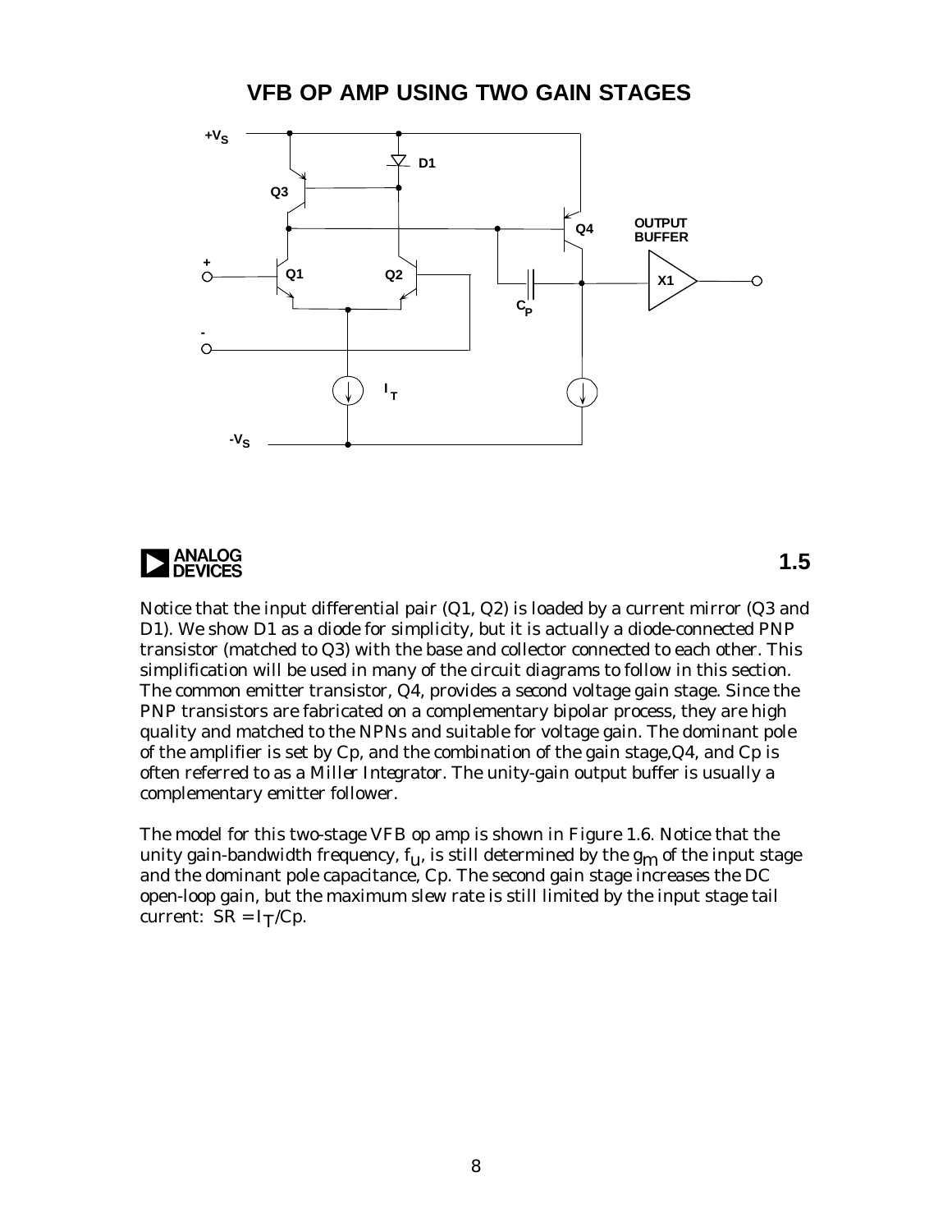## VFB OP AMP USING TWO GAIN STAGES

1.5

Notice that the input differential pair (Q1, Q2) is loaded by a current mirror (Q3 and D1). We show D1 as a diode for simplicity, but it is actually a diode-connected PNP transistor (matched to Q3) with the base and collector connected to each other. This simplification will be used in many of the circuit diagrams to follow in this section. The common emitter transistor, Q4, provides a second voltage gain stage. Since the PNP transistors are fabricated on a complementary bipolar process, they are high quality and matched to the NPNs and suitable for voltage gain. The dominant pole of the amplifier is set by Cp, and the combination of the gain stage,Q4, and Cp is often referred to as a *Miller Integrator*. The unity-gain output buffer is usually a complementary emitter follower.

The model for this two-stage VFB op amp is shown in Figure 1.6. Notice that the unity gain-bandwidth frequency, $f_u$, is still determined by the $g_m$ of the input stage and the dominant pole capacitance, Cp. The second gain stage increases the DC open-loop gain, but the maximum slew rate is still limited by the input stage tail current: $SR = I_T/Cp$.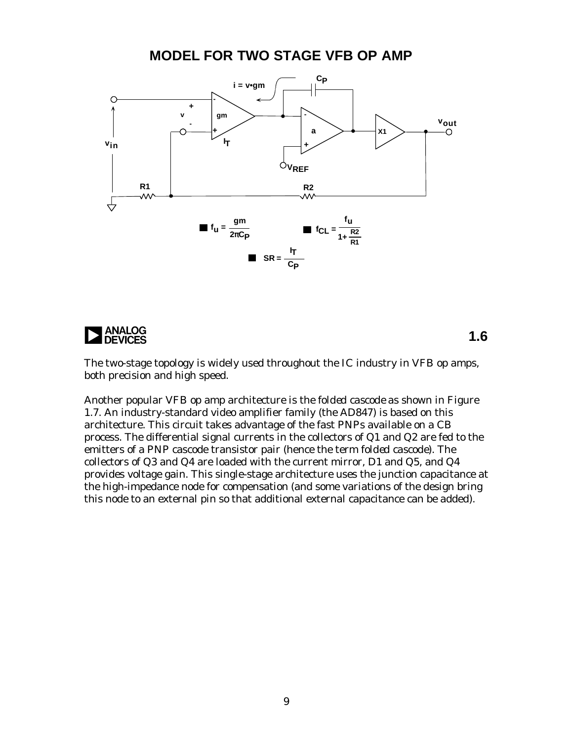## MODEL FOR TWO STAGE VFB OP AMP

- $f_u = \dfrac{gm}{2\pi C_P}$
- $f_{CL} = \dfrac{f_u}{1 + \dfrac{R2}{R1}}$
- $SR = \dfrac{I_T}{C_P}$

1.6

The two-stage topology is widely used throughout the IC industry in VFB op amps, both precision and high speed.

Another popular VFB op amp architecture is the *folded cascode* as shown in Figure 1.7. An industry-standard video amplifier family (the AD847) is based on this architecture. This circuit takes advantage of the fast PNPs available on a CB process. The differential signal currents in the collectors of Q1 and Q2 are fed to the emitters of a PNP cascode transistor pair (hence the term *folded cascode*). The collectors of Q3 and Q4 are loaded with the current mirror, D1 and Q5, and Q4 provides voltage gain. This single-stage architecture uses the junction capacitance at the high-impedance node for compensation (and some variations of the design bring this node to an external pin so that additional external capacitance can be added).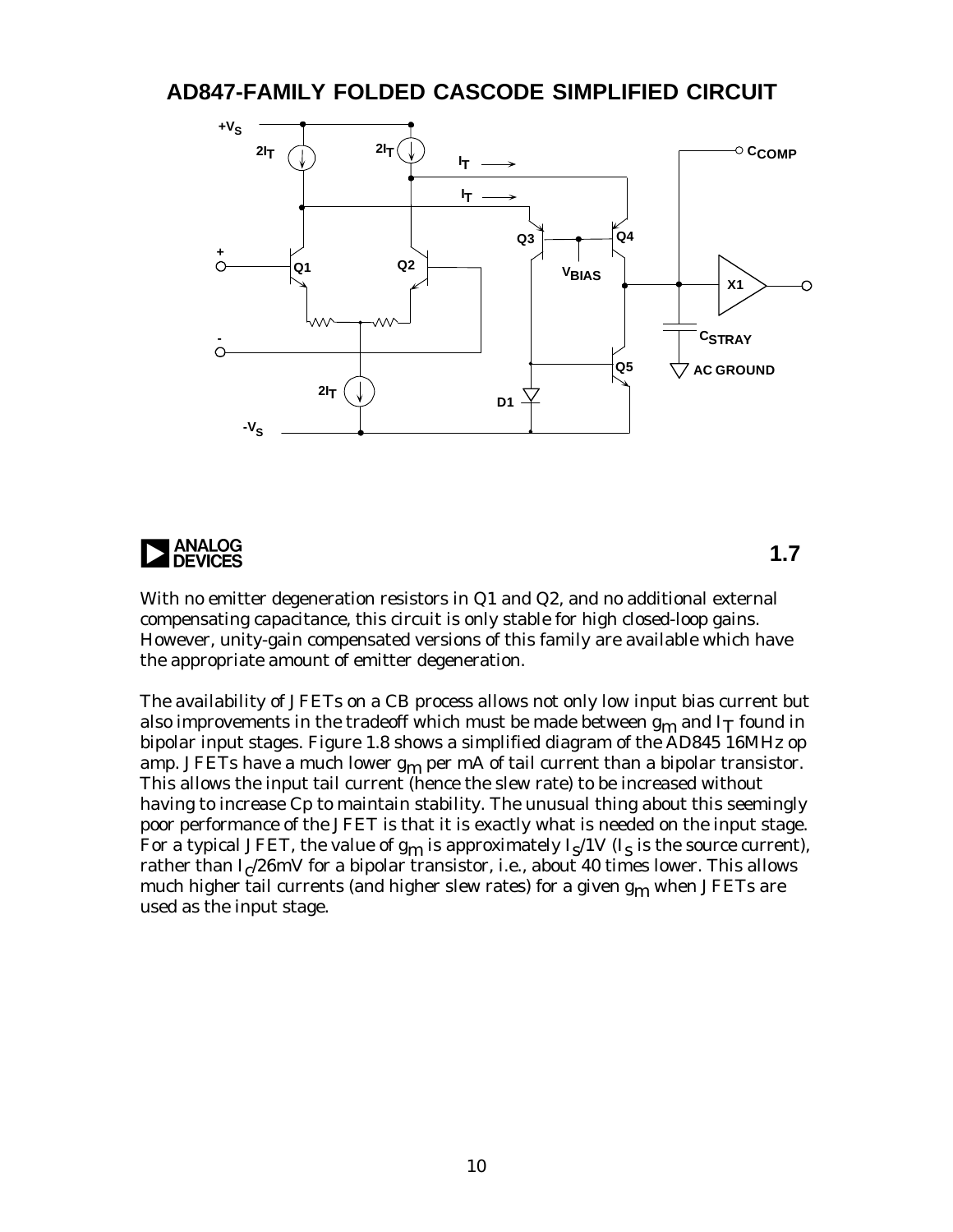## AD847-FAMILY FOLDED CASCODE SIMPLIFIED CIRCUIT

1.7

With no emitter degeneration resistors in Q1 and Q2, and no additional external compensating capacitance, this circuit is only stable for high closed-loop gains. However, unity-gain compensated versions of this family are available which have the appropriate amount of emitter degeneration.

The availability of JFETs on a CB process allows not only low input bias current but also improvements in the tradeoff which must be made between $g_m$ and $I_T$ found in bipolar input stages. Figure 1.8 shows a simplified diagram of the AD845 16MHz op amp. JFETs have a much lower $g_m$ per mA of tail current than a bipolar transistor. This allows the input tail current (hence the slew rate) to be increased without having to increase Cp to maintain stability. The unusual thing about this seemingly poor performance of the JFET is that it is exactly what is needed on the input stage. For a typical JFET, the value of $g_m$ is approximately $I_S$/1V ($I_S$ is the source current), rather than $I_C$/26mV for a bipolar transistor, i.e., about 40 times lower. This allows much higher tail currents (and higher slew rates) for a given $g_m$ when JFETs are used as the input stage.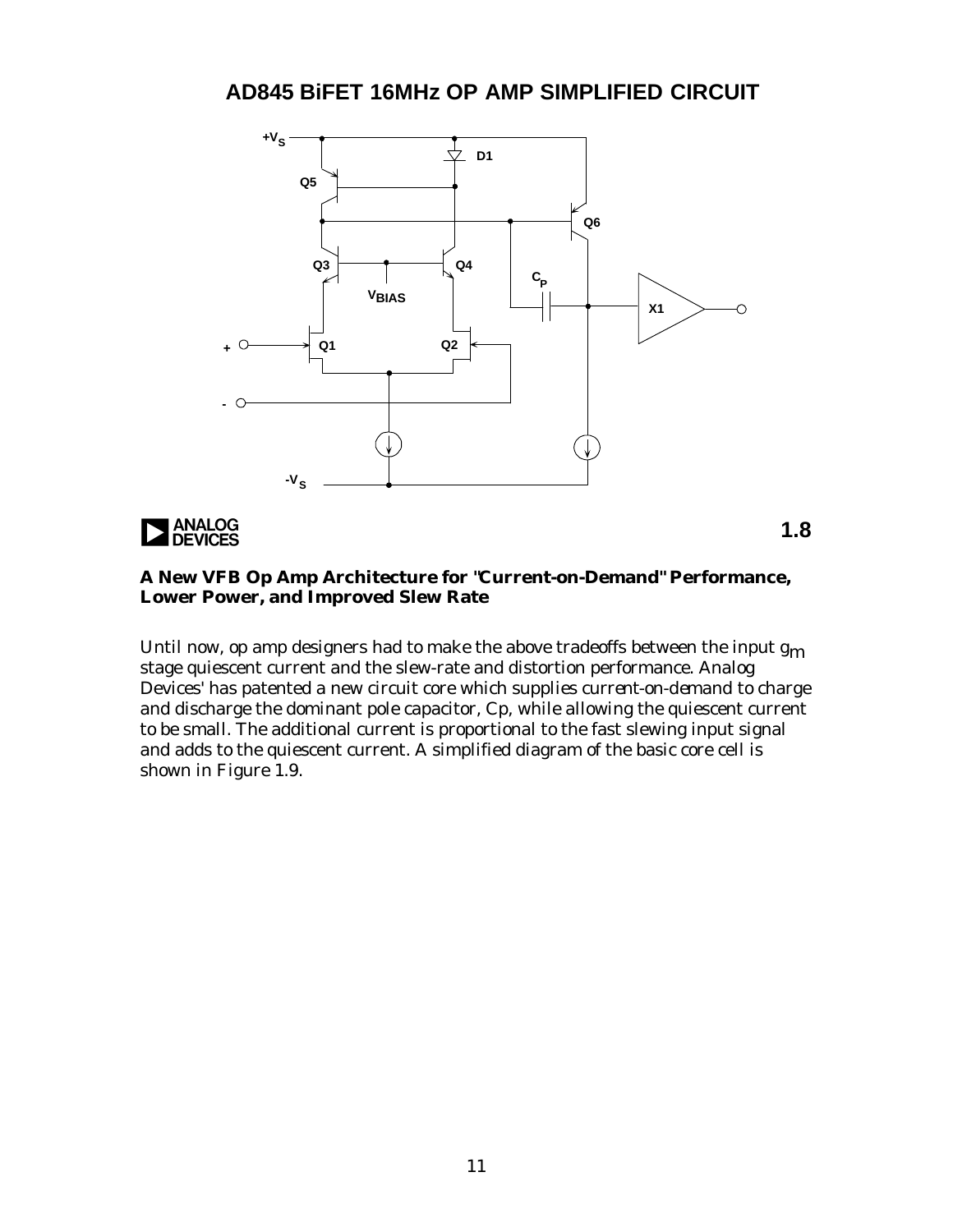## AD845 BiFET 16MHz OP AMP SIMPLIFIED CIRCUIT

1.8

**A New VFB Op Amp Architecture for "Current-on-Demand" Performance, Lower Power, and Improved Slew Rate**

Until now, op amp designers had to make the above tradeoffs between the input $g_m$ stage quiescent current and the slew-rate and distortion performance. Analog Devices' has patented a new circuit core which supplies current-on-demand to charge and discharge the dominant pole capacitor, Cp, while allowing the quiescent current to be small. The additional current is proportional to the fast slewing input signal and adds to the quiescent current. A simplified diagram of the basic core cell is shown in Figure 1.9.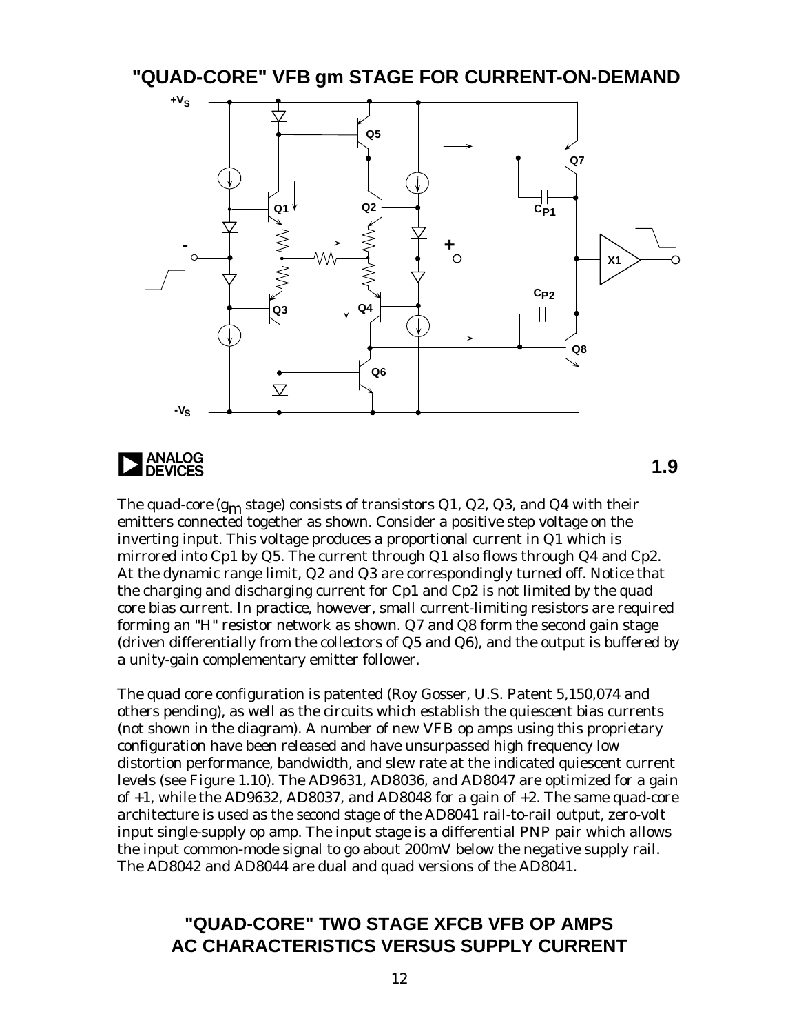## "QUAD-CORE" VFB gm STAGE FOR CURRENT-ON-DEMAND

1.9

The quad-core ($g_m$ stage) consists of transistors Q1, Q2, Q3, and Q4 with their emitters connected together as shown. Consider a positive step voltage on the inverting input. This voltage produces a proportional current in Q1 which is mirrored into Cp1 by Q5. The current through Q1 also flows through Q4 and Cp2. At the dynamic range limit, Q2 and Q3 are correspondingly turned off. Notice that the charging and discharging current for Cp1 and Cp2 is not limited by the quad core bias current. In practice, however, small current-limiting resistors are required forming an "H" resistor network as shown. Q7 and Q8 form the second gain stage (driven differentially from the collectors of Q5 and Q6), and the output is buffered by a unity-gain complementary emitter follower.

The quad core configuration is patented (Roy Gosser, U.S. Patent 5,150,074 and others pending), as well as the circuits which establish the quiescent bias currents (not shown in the diagram). A number of new VFB op amps using this proprietary configuration have been released and have unsurpassed high frequency low distortion performance, bandwidth, and slew rate at the indicated quiescent current levels (see Figure 1.10). The AD9631, AD8036, and AD8047 are optimized for a gain of +1, while the AD9632, AD8037, and AD8048 for a gain of +2. The same quad-core architecture is used as the second stage of the AD8041 rail-to-rail output, zero-volt input single-supply op amp. The input stage is a differential PNP pair which allows the input common-mode signal to go about 200mV below the negative supply rail. The AD8042 and AD8044 are dual and quad versions of the AD8041.

## "QUAD-CORE" TWO STAGE XFCB VFB OP AMPS AC CHARACTERISTICS VERSUS SUPPLY CURRENT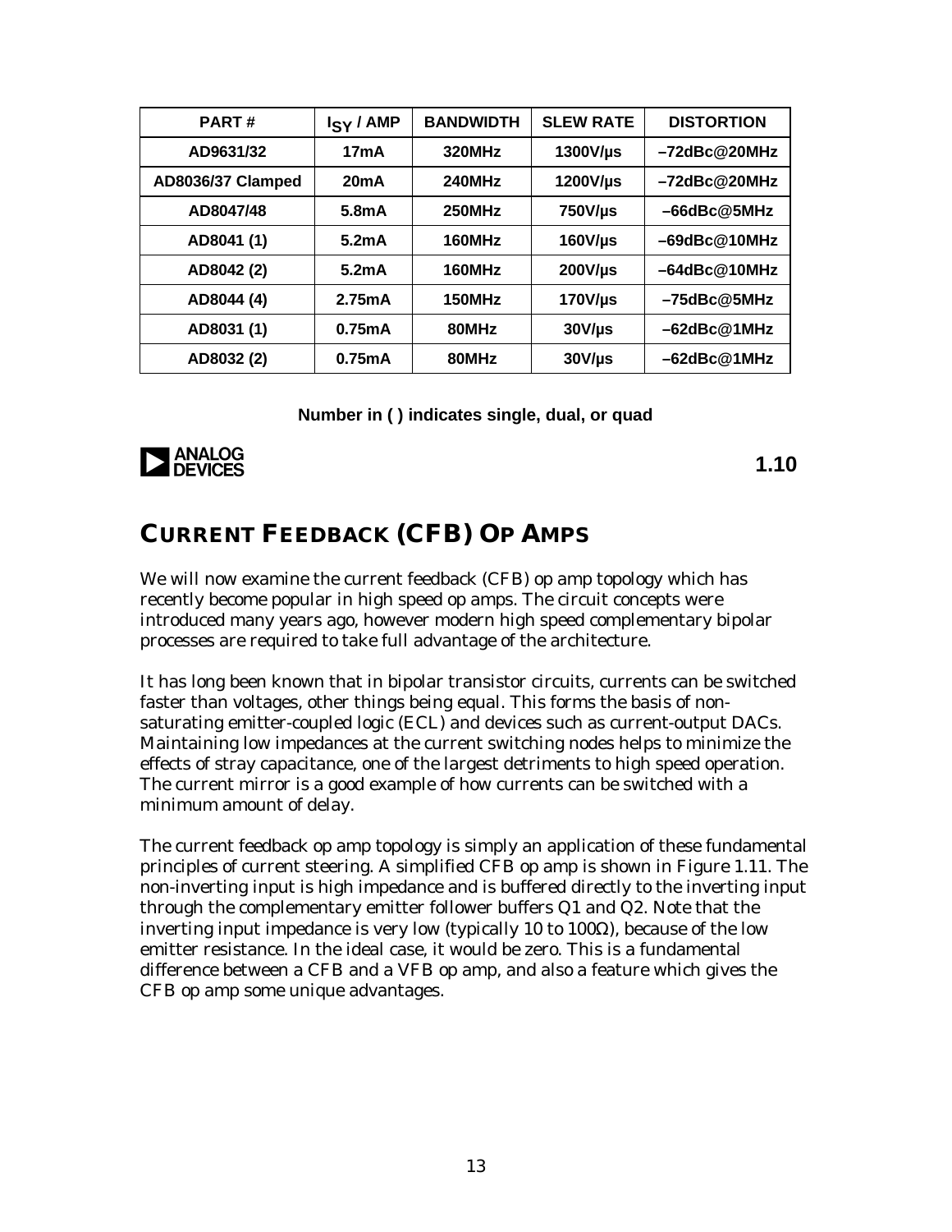| PART # | $I_{SY}$ / AMP | BANDWIDTH | SLEW RATE | DISTORTION |
|---|---|---|---|---|
| AD9631/32 | 17mA | 320MHz | 1300V/µs | –72dBc@20MHz |
| AD8036/37 Clamped | 20mA | 240MHz | 1200V/µs | –72dBc@20MHz |
| AD8047/48 | 5.8mA | 250MHz | 750V/µs | –66dBc@5MHz |
| AD8041 (1) | 5.2mA | 160MHz | 160V/µs | –69dBc@10MHz |
| AD8042 (2) | 5.2mA | 160MHz | 200V/µs | –64dBc@10MHz |
| AD8044 (4) | 2.75mA | 150MHz | 170V/µs | –75dBc@5MHz |
| AD8031 (1) | 0.75mA | 80MHz | 30V/µs | –62dBc@1MHz |
| AD8032 (2) | 0.75mA | 80MHz | 30V/µs | –62dBc@1MHz |

**Number in ( ) indicates single, dual, or quad**

ANALOG DEVICES

**1.10**

## CURRENT FEEDBACK (CFB) OP AMPS

We will now examine the current feedback (CFB) op amp topology which has recently become popular in high speed op amps. The circuit concepts were introduced many years ago, however modern high speed complementary bipolar processes are required to take full advantage of the architecture.

It has long been known that in bipolar transistor circuits, currents can be switched faster than voltages, other things being equal. This forms the basis of non-saturating emitter-coupled logic (ECL) and devices such as current-output DACs. Maintaining low impedances at the current switching nodes helps to minimize the effects of stray capacitance, one of the largest detriments to high speed operation. The current mirror is a good example of how currents can be switched with a minimum amount of delay.

The current feedback op amp topology is simply an application of these fundamental principles of current steering. A simplified CFB op amp is shown in Figure 1.11. The non-inverting input is high impedance and is buffered directly to the inverting input through the complementary emitter follower buffers Q1 and Q2. Note that the inverting input impedance is very low (typically 10 to 100Ω), because of the low emitter resistance. In the ideal case, it would be zero. This is a fundamental difference between a CFB and a VFB op amp, and also a feature which gives the CFB op amp some unique advantages.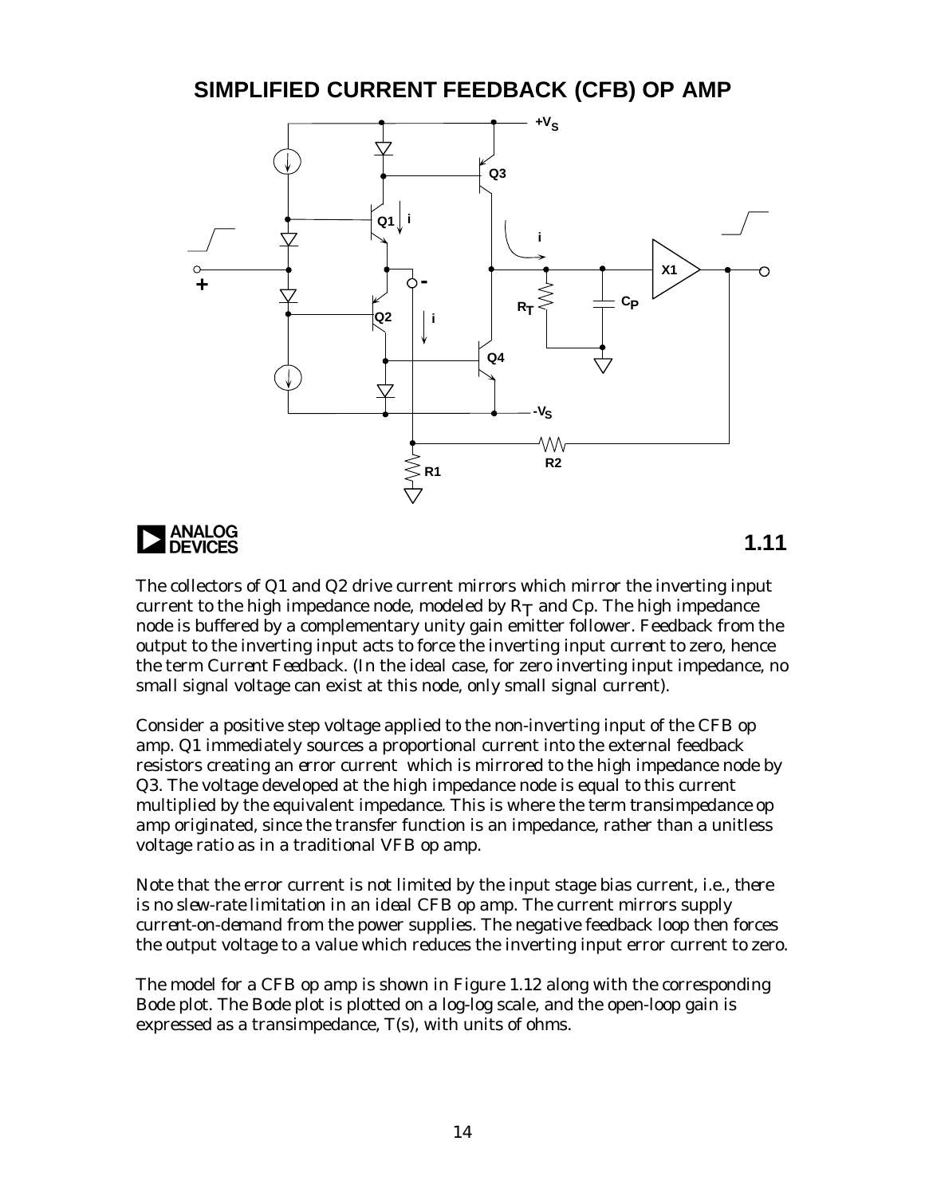## SIMPLIFIED CURRENT FEEDBACK (CFB) OP AMP

1.11

The collectors of Q1 and Q2 drive current mirrors which mirror the inverting input current to the high impedance node, modeled by $R_T$ and Cp. The high impedance node is buffered by a complementary unity gain emitter follower. Feedback from the output to the inverting input acts to force the inverting input current to zero, hence the term *Current Feedback*. (In the ideal case, for zero inverting input impedance, no small signal voltage can exist at this node, only small signal current).

Consider a positive step voltage applied to the non-inverting input of the CFB op amp. Q1 immediately sources a proportional current into the external feedback resistors creating an *error current* which is mirrored to the high impedance node by Q3. The voltage developed at the high impedance node is equal to this current multiplied by the equivalent impedance. This is where the term *transimpedance* op amp originated, since the transfer function is an impedance, rather than a unitless voltage ratio as in a traditional VFB op amp.

Note that the error current is not limited by the input stage bias current, i.e., there is no slew-rate limitation in an *ideal* CFB op amp. The current mirrors supply *current-on-demand* from the power supplies. The negative feedback loop then forces the output voltage to a value which reduces the inverting input error current to zero.

The model for a CFB op amp is shown in Figure 1.12 along with the corresponding Bode plot. The Bode plot is plotted on a log-log scale, and the open-loop gain is expressed as a transimpedance, T(s), with units of ohms.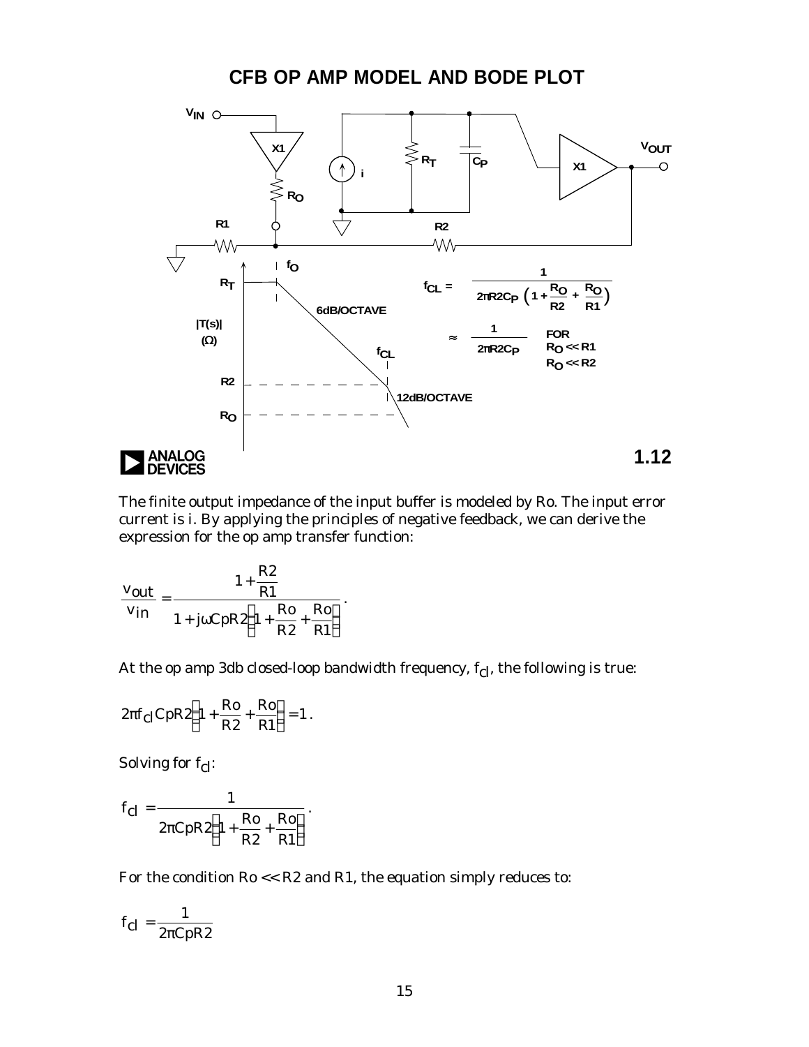## CFB OP AMP MODEL AND BODE PLOT

$$f_{CL} = \frac{1}{2\pi R2 C_P \left(1 + \frac{R_O}{R2} + \frac{R_O}{R1}\right)}$$

$$\approx \frac{1}{2\pi R2 C_P} \quad \text{FOR } R_O << R1, \; R_O << R2$$

1.12

The finite output impedance of the input buffer is modeled by Ro. The input error current is i. By applying the principles of negative feedback, we can derive the expression for the op amp transfer function:

$$\frac{v_{out}}{v_{in}} = \frac{1 + \frac{R2}{R1}}{1 + j\omega CpR2\left(1 + \frac{Ro}{R2} + \frac{Ro}{R1}\right)}.$$

At the op amp 3db closed-loop bandwidth frequency, $f_{cl}$, the following is true:

$$2\pi f_{cl} CpR2\left(1 + \frac{Ro}{R2} + \frac{Ro}{R1}\right) = 1.$$

Solving for $f_{cl}$:

$$f_{cl} = \frac{1}{2\pi CpR2\left(1 + \frac{Ro}{R2} + \frac{Ro}{R1}\right)}.$$

For the condition Ro << R2 and R1, the equation simply reduces to:

$$f_{cl} = \frac{1}{2\pi CpR2}$$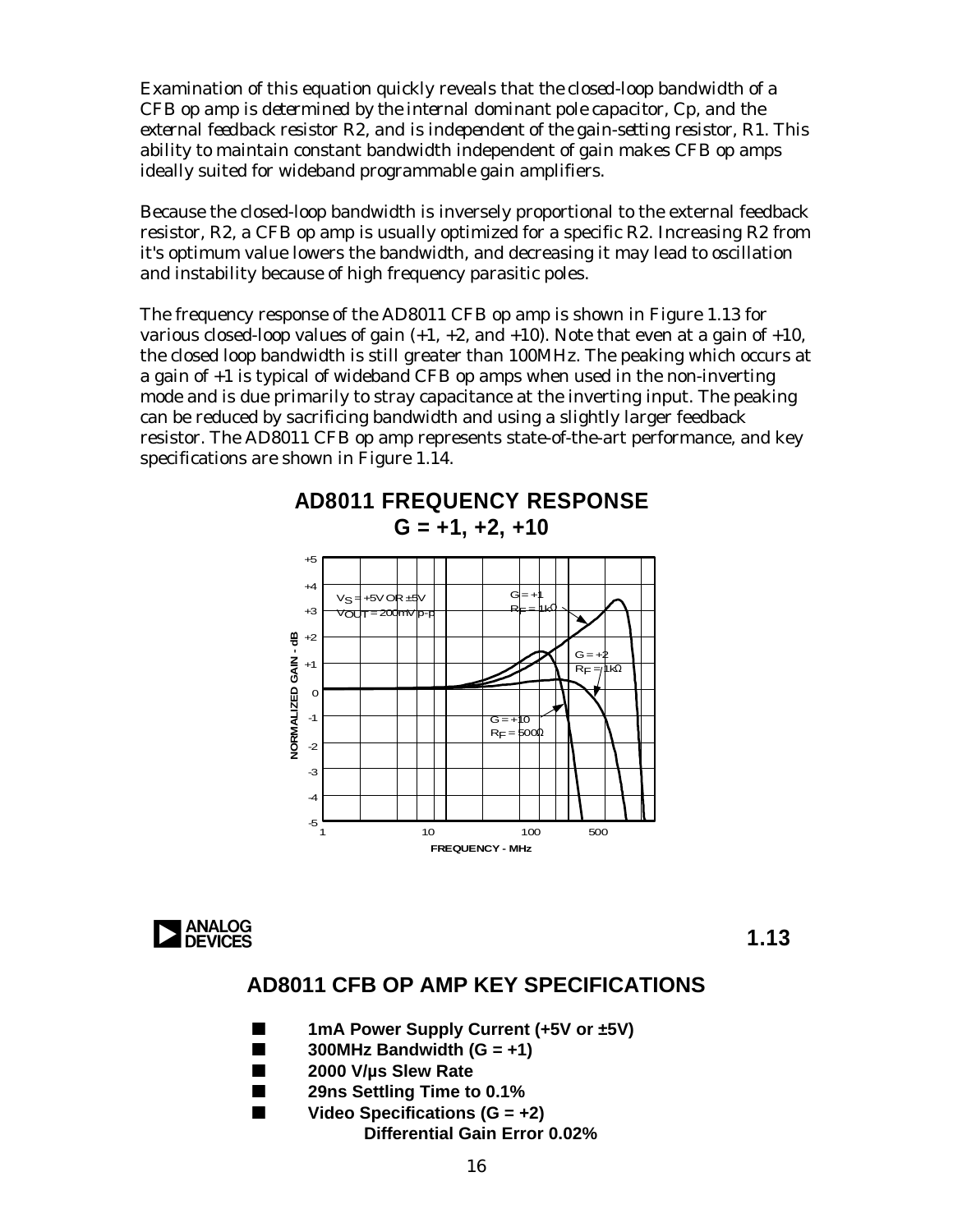Examination of this equation quickly reveals that the closed-loop bandwidth of a CFB op amp is *determined by the internal dominant pole capacitor, Cp, and the external feedback resistor R2, and is independent of the gain-setting resistor, R1.* This ability to maintain constant bandwidth independent of gain makes CFB op amps ideally suited for wideband programmable gain amplifiers.

Because the closed-loop bandwidth is inversely proportional to the external feedback resistor, R2, a CFB op amp is usually optimized for a specific R2. Increasing R2 from it's optimum value lowers the bandwidth, and decreasing it may lead to oscillation and instability because of high frequency parasitic poles.

The frequency response of the AD8011 CFB op amp is shown in Figure 1.13 for various closed-loop values of gain (+1, +2, and +10). Note that even at a gain of +10, the closed loop bandwidth is still greater than 100MHz. The peaking which occurs at a gain of +1 is typical of wideband CFB op amps when used in the non-inverting mode and is due primarily to stray capacitance at the inverting input. The peaking can be reduced by sacrificing bandwidth and using a slightly larger feedback resistor. The AD8011 CFB op amp represents state-of-the-art performance, and key specifications are shown in Figure 1.14.

## AD8011 FREQUENCY RESPONSE G = +1, +2, +10

$V_S$ = +5V OR ±5V
$V_{OUT}$ = 200mV p-p

G = +1, $R_F$ = 1kΩ
G = +2, $R_F$ = 1kΩ
G = +10, $R_F$ = 500Ω

NORMALIZED GAIN - dB (+5 to -5)

FREQUENCY - MHz (1, 10, 100, 500)

1.13

## AD8011 CFB OP AMP KEY SPECIFICATIONS

- **1mA Power Supply Current (+5V or ±5V)**
- **300MHz Bandwidth (G = +1)**
- **2000 V/µs Slew Rate**
- **29ns Settling Time to 0.1%**
- **Video Specifications (G = +2)**
  - **Differential Gain Error 0.02%**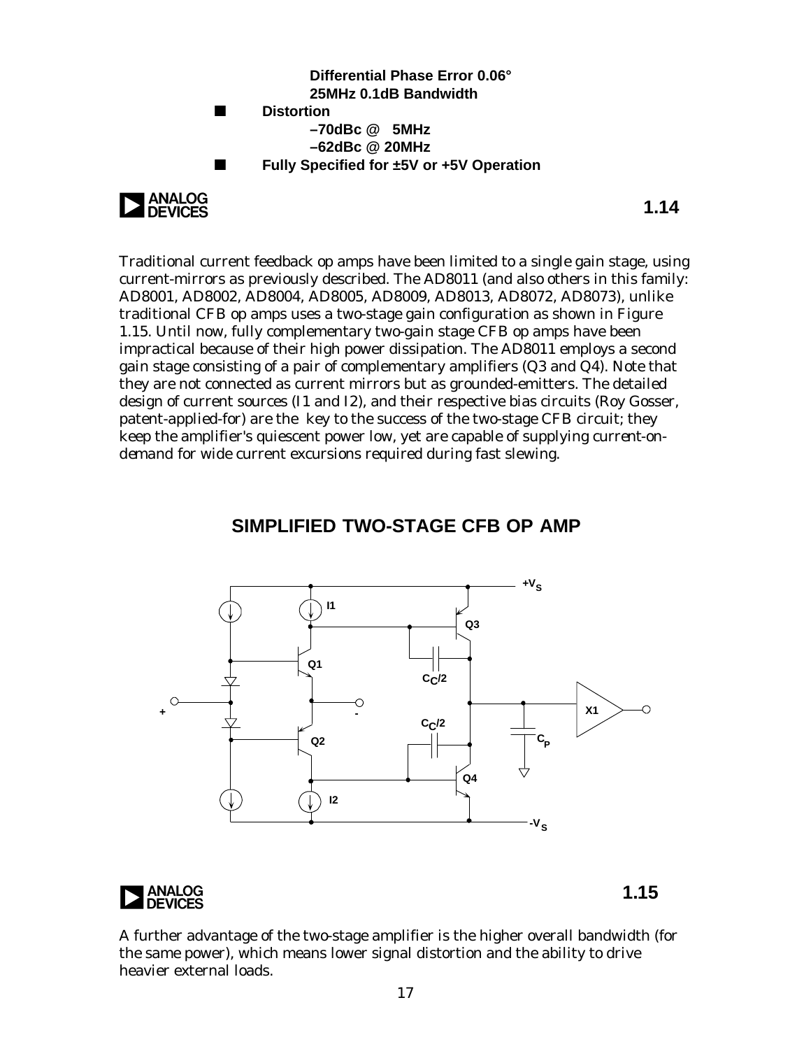- Differential Phase Error 0.06°
- 25MHz 0.1dB Bandwidth

- **Distortion**
  - **–70dBc @ 5MHz**
  - **–62dBc @ 20MHz**
- **Fully Specified for ±5V or +5V Operation**

**1.14**

Traditional current feedback op amps have been limited to a single gain stage, using current-mirrors as previously described. The AD8011 (and also others in this family: AD8001, AD8002, AD8004, AD8005, AD8009, AD8013, AD8072, AD8073), unlike traditional CFB op amps uses a two-stage gain configuration as shown in Figure 1.15. Until now, fully complementary two-gain stage CFB op amps have been impractical because of their high power dissipation. The AD8011 employs a second gain stage consisting of a pair of complementary amplifiers (Q3 and Q4). Note that they are not connected as current mirrors but as grounded-emitters. The detailed design of current sources (I1 and I2), and their respective bias circuits (Roy Gosser, patent-applied-for) are the key to the success of the two-stage CFB circuit; they keep the amplifier's quiescent power low, yet are capable of supplying current-on-demand for wide current excursions required during fast slewing.

## SIMPLIFIED TWO-STAGE CFB OP AMP

**1.15**

A further advantage of the two-stage amplifier is the higher overall bandwidth (for the same power), which means lower signal distortion and the ability to drive heavier external loads.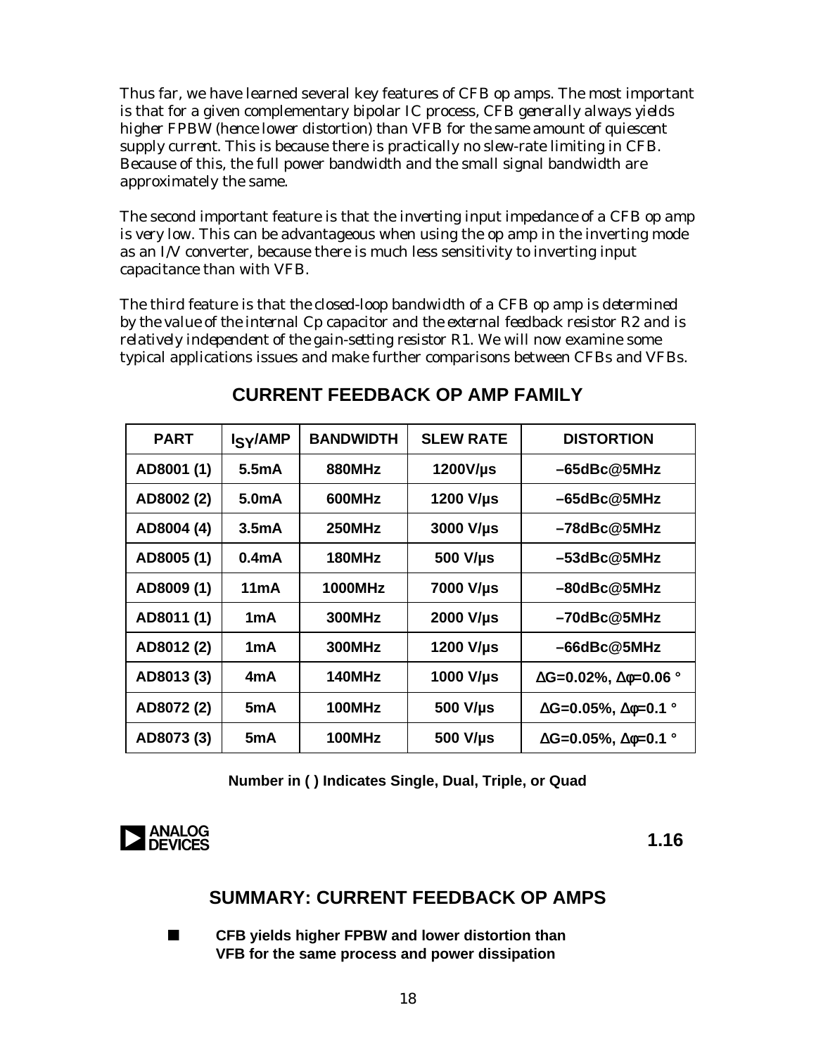Thus far, we have learned several key features of CFB op amps. The most important is that for a given complementary bipolar IC process, CFB generally always yields higher FPBW (hence lower distortion) than VFB for the same amount of quiescent supply current. This is because there is practically no slew-rate limiting in CFB. Because of this, the full power bandwidth and the small signal bandwidth are approximately the same.

The second important feature is that the inverting input impedance of a CFB op amp is very low. This can be advantageous when using the op amp in the inverting mode as an I/V converter, because there is much less sensitivity to inverting input capacitance than with VFB.

The third feature is that the closed-loop bandwidth of a CFB op amp is determined by the value of the internal Cp capacitor and the external feedback resistor R2 and is relatively independent of the gain-setting resistor R1. We will now examine some typical applications issues and make further comparisons between CFBs and VFBs.

## CURRENT FEEDBACK OP AMP FAMILY

| PART | $I_{SY}$/AMP | BANDWIDTH | SLEW RATE | DISTORTION |
|---|---|---|---|---|
| AD8001 (1) | 5.5mA | 880MHz | 1200V/µs | –65dBc@5MHz |
| AD8002 (2) | 5.0mA | 600MHz | 1200 V/µs | –65dBc@5MHz |
| AD8004 (4) | 3.5mA | 250MHz | 3000 V/µs | –78dBc@5MHz |
| AD8005 (1) | 0.4mA | 180MHz | 500 V/µs | –53dBc@5MHz |
| AD8009 (1) | 11mA | 1000MHz | 7000 V/µs | –80dBc@5MHz |
| AD8011 (1) | 1mA | 300MHz | 2000 V/µs | –70dBc@5MHz |
| AD8012 (2) | 1mA | 300MHz | 1200 V/µs | –66dBc@5MHz |
| AD8013 (3) | 4mA | 140MHz | 1000 V/µs | $\Delta$G=0.02%, $\Delta\phi$=0.06 ° |
| AD8072 (2) | 5mA | 100MHz | 500 V/µs | $\Delta$G=0.05%, $\Delta\phi$=0.1 ° |
| AD8073 (3) | 5mA | 100MHz | 500 V/µs | $\Delta$G=0.05%, $\Delta\phi$=0.1 ° |

**Number in ( ) Indicates Single, Dual, Triple, or Quad**

1.16

## SUMMARY: CURRENT FEEDBACK OP AMPS

- **CFB yields higher FPBW and lower distortion than VFB for the same process and power dissipation**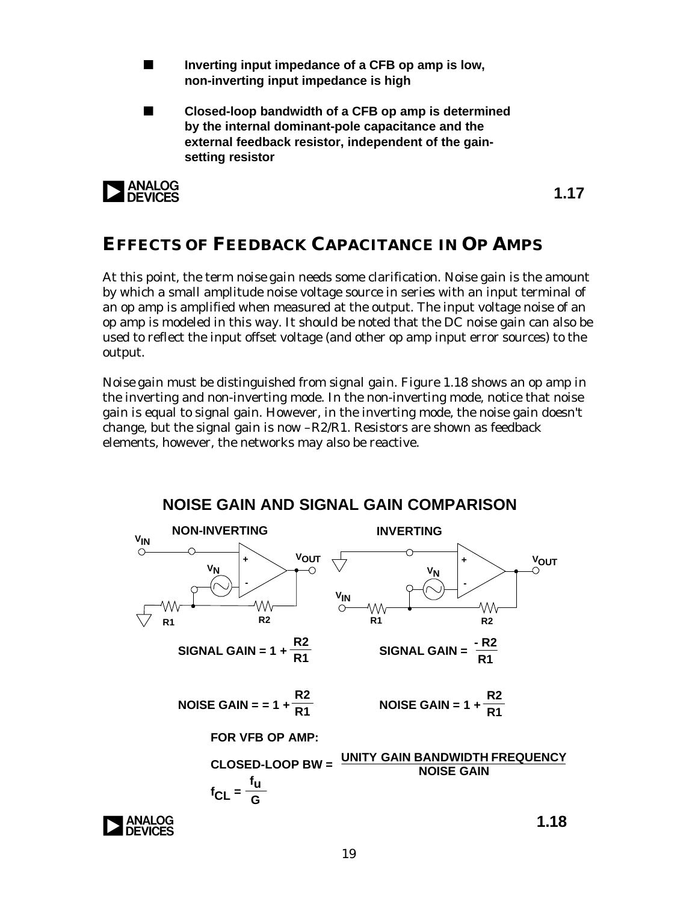- **Inverting input impedance of a CFB op amp is low, non-inverting input impedance is high**
- **Closed-loop bandwidth of a CFB op amp is determined by the internal dominant-pole capacitance and the external feedback resistor, independent of the gain-setting resistor**

ANALOG DEVICES **1.17**

## EFFECTS OF FEEDBACK CAPACITANCE IN OP AMPS

At this point, the term *noise gain* needs some clarification. Noise gain is the amount by which a small amplitude noise voltage source in series with an input terminal of an op amp is amplified when measured at the output. The input voltage noise of an op amp is modeled in this way. It should be noted that the DC noise gain can also be used to reflect the input offset voltage (and other op amp input error sources) to the output.

*Noise gain* must be distinguished from signal gain. Figure 1.18 shows an op amp in the inverting and non-inverting mode. In the non-inverting mode, notice that noise gain is equal to signal gain. However, in the inverting mode, the noise gain doesn't change, but the signal gain is now –R2/R1. Resistors are shown as feedback elements, however, the networks may also be reactive.

**NOISE GAIN AND SIGNAL GAIN COMPARISON**

**NON-INVERTING**

$$\text{SIGNAL GAIN} = 1 + \frac{R2}{R1}$$

$$\text{NOISE GAIN} = = 1 + \frac{R2}{R1}$$

**INVERTING**

$$\text{SIGNAL GAIN} = \frac{-R2}{R1}$$

$$\text{NOISE GAIN} = 1 + \frac{R2}{R1}$$

**FOR VFB OP AMP:**

$$\text{CLOSED-LOOP BW} = \frac{\text{UNITY GAIN BANDWIDTH FREQUENCY}}{\text{NOISE GAIN}}$$

$$f_{CL} = \frac{f_u}{G}$$

ANALOG DEVICES **1.18**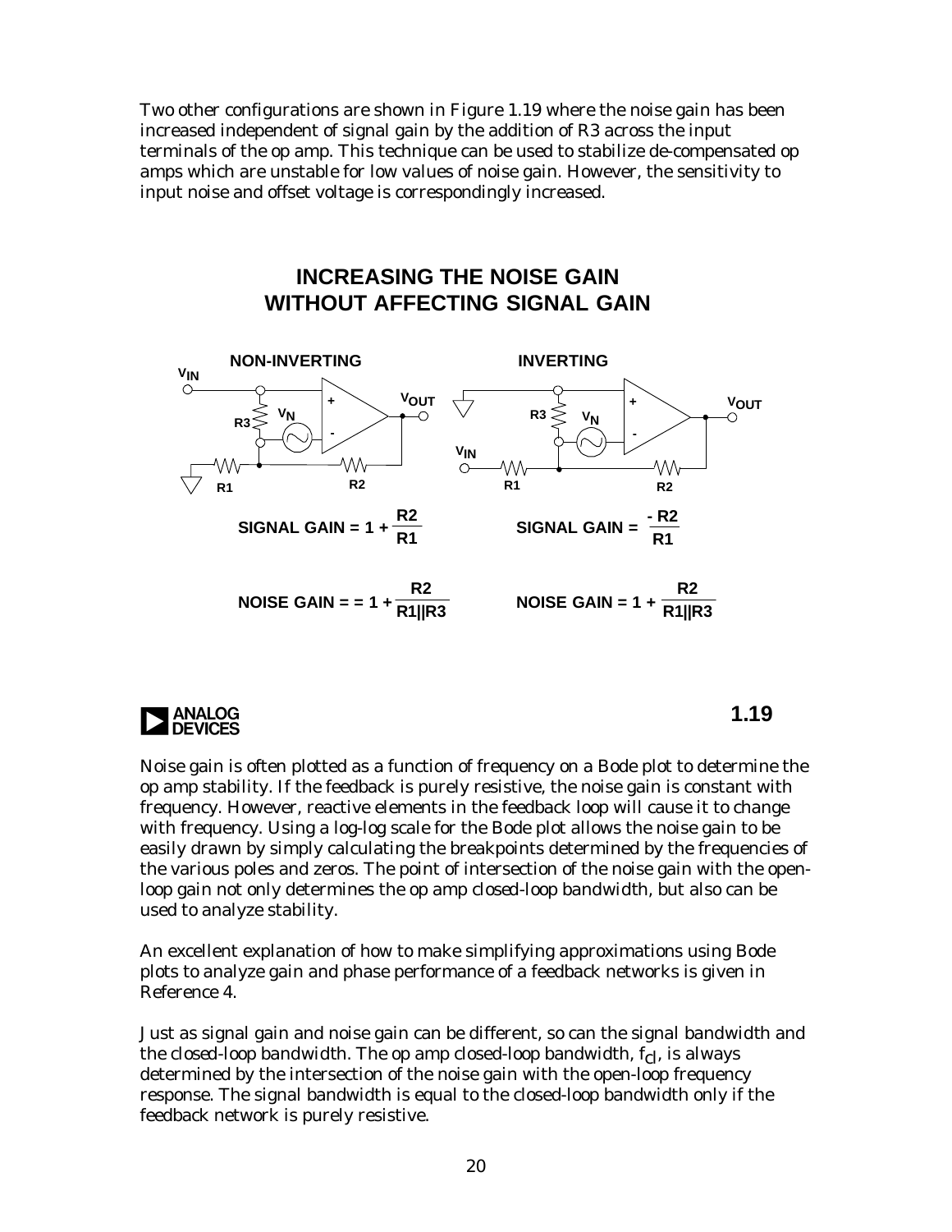Two other configurations are shown in Figure 1.19 where the noise gain has been increased independent of signal gain by the addition of R3 across the input terminals of the op amp. This technique can be used to stabilize de-compensated op amps which are unstable for low values of noise gain. However, the sensitivity to input noise and offset voltage is correspondingly increased.

## INCREASING THE NOISE GAIN WITHOUT AFFECTING SIGNAL GAIN

**NON-INVERTING**

$$\text{SIGNAL GAIN} = 1 + \frac{R2}{R1}$$

$$\text{NOISE GAIN} = = 1 + \frac{R2}{R1||R3}$$

**INVERTING**

$$\text{SIGNAL GAIN} = \frac{-R2}{R1}$$

$$\text{NOISE GAIN} = 1 + \frac{R2}{R1||R3}$$

1.19

Noise gain is often plotted as a function of frequency on a Bode plot to determine the op amp stability. If the feedback is purely resistive, the noise gain is constant with frequency. However, reactive elements in the feedback loop will cause it to change with frequency. Using a log-log scale for the Bode plot allows the noise gain to be easily drawn by simply calculating the breakpoints determined by the frequencies of the various poles and zeros. The point of intersection of the noise gain with the open-loop gain not only determines the op amp closed-loop bandwidth, but also can be used to analyze stability.

An excellent explanation of how to make simplifying approximations using Bode plots to analyze gain and phase performance of a feedback networks is given in Reference 4.

Just as signal gain and noise gain can be different, so can the signal bandwidth and the closed-loop bandwidth. The op amp closed-loop bandwidth, $f_{cl}$, is always determined by the intersection of the noise gain with the open-loop frequency response. The signal bandwidth is equal to the closed-loop bandwidth only if the feedback network is purely resistive.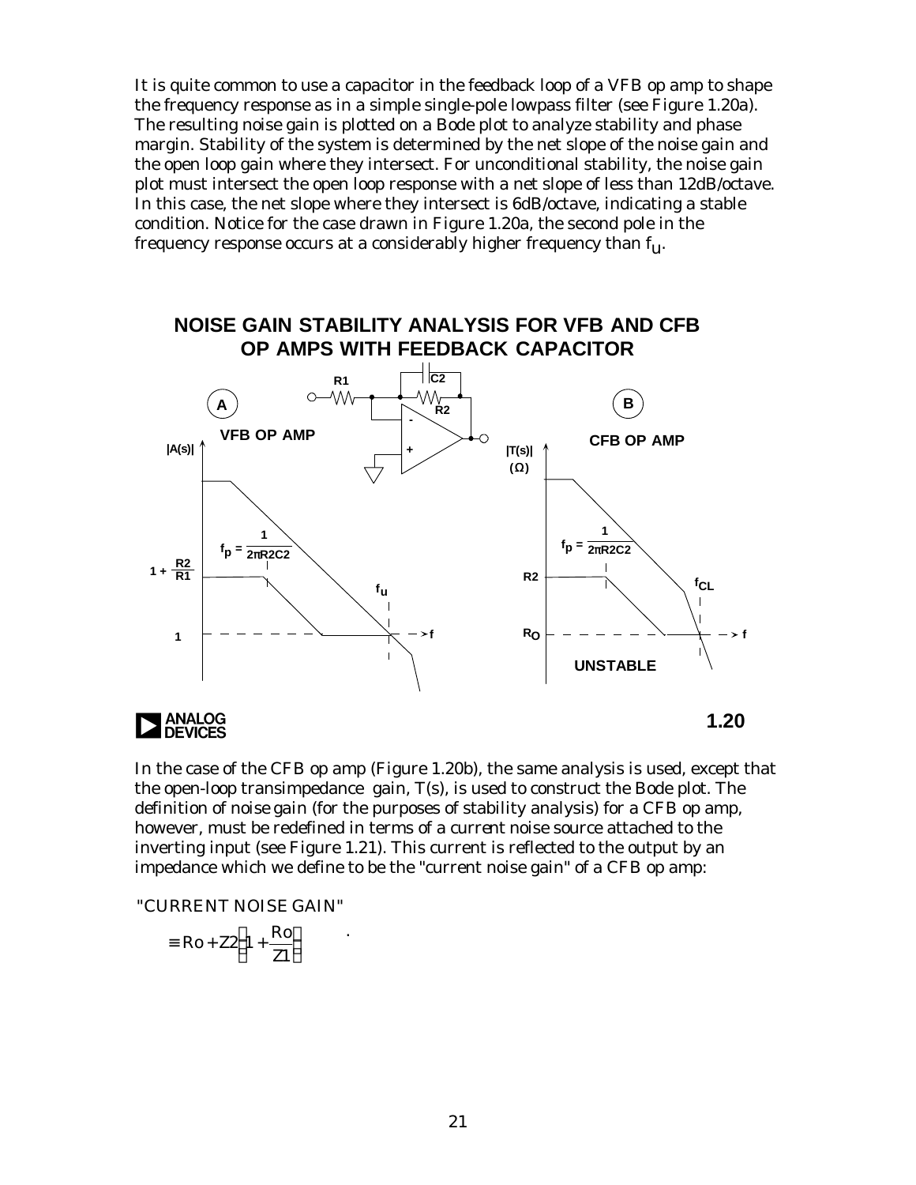It is quite common to use a capacitor in the feedback loop of a VFB op amp to shape the frequency response as in a simple single-pole lowpass filter (see Figure 1.20a). The resulting noise gain is plotted on a Bode plot to analyze stability and phase margin. Stability of the system is determined by the net slope of the noise gain and the open loop gain where they intersect. For unconditional stability, the noise gain plot must intersect the open loop response with a net slope of less than 12dB/octave. In this case, the net slope where they intersect is 6dB/octave, indicating a stable condition. Notice for the case drawn in Figure 1.20a, the second pole in the frequency response occurs at a considerably higher frequency than $f_u$.

**NOISE GAIN STABILITY ANALYSIS FOR VFB AND CFB OP AMPS WITH FEEDBACK CAPACITOR**

A: VFB OP AMP — $|A(s)|$; noise gain $1 + \frac{R2}{R1}$, $f_p = \frac{1}{2\pi R2C2}$, $f_u$

B: CFB OP AMP — $|T(s)|$ (Ω); $R2$, $R_O$, $f_p = \frac{1}{2\pi R2C2}$, $f_{CL}$ — UNSTABLE

1.20

In the case of the CFB op amp (Figure 1.20b), the same analysis is used, except that the open-loop transimpedance gain, T(s), is used to construct the Bode plot. The definition of noise gain (for the purposes of stability analysis) for a CFB op amp, however, must be redefined in terms of a current noise source attached to the inverting input (see Figure 1.21). This current is reflected to the output by an impedance which we define to be the "current noise gain" of a CFB op amp:

"CURRENT NOISE GAIN"

$$\equiv Ro + Z2\left(1 + \frac{Ro}{Z1}\right)$$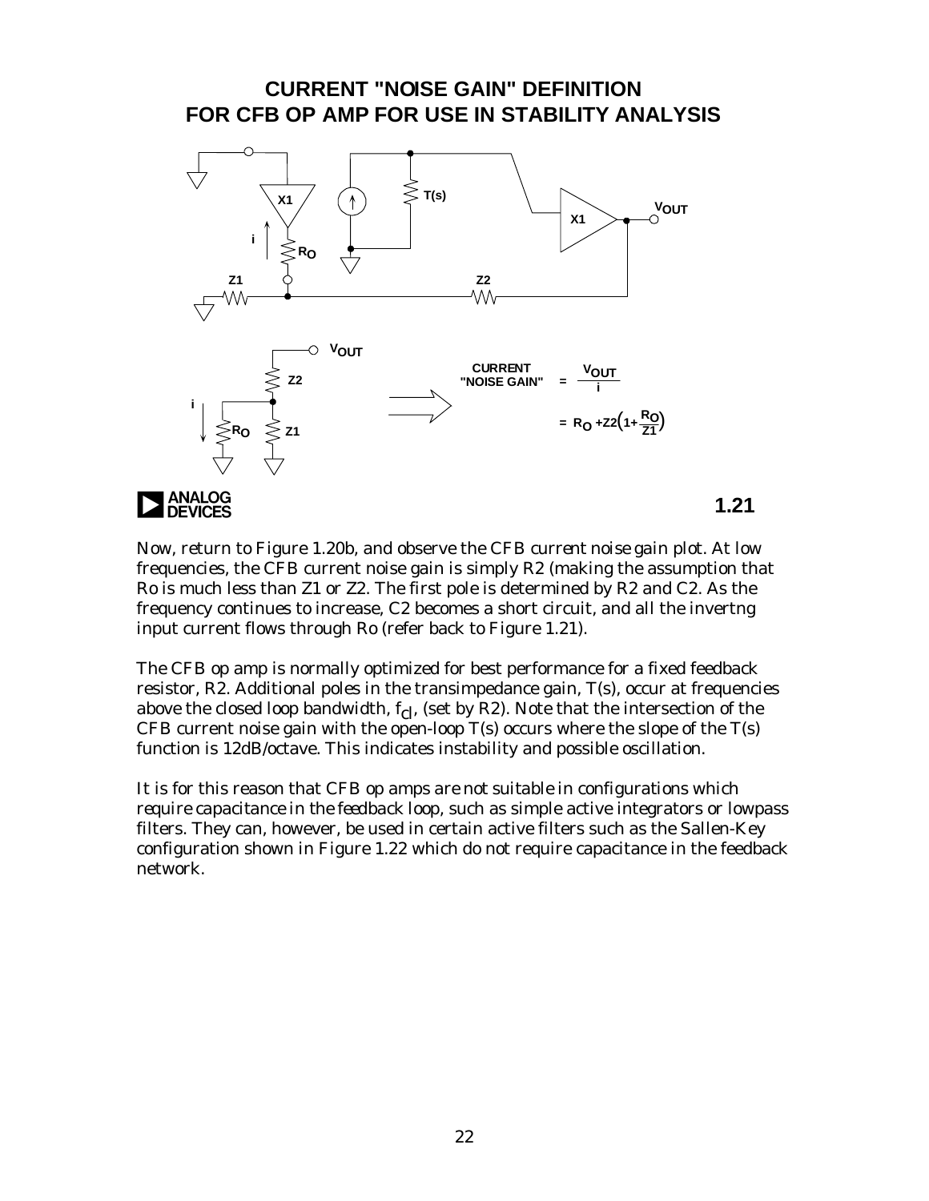## CURRENT "NOISE GAIN" DEFINITION FOR CFB OP AMP FOR USE IN STABILITY ANALYSIS

CURRENT "NOISE GAIN" $= \dfrac{V_{OUT}}{i}$

$= R_O + Z2\left(1 + \dfrac{R_O}{Z1}\right)$

1.21

Now, return to Figure 1.20b, and observe the CFB current noise gain plot. At low frequencies, the CFB current noise gain is simply R2 (making the assumption that Ro is much less than Z1 or Z2. The first pole is determined by R2 and C2. As the frequency continues to increase, C2 becomes a short circuit, and all the invertng input current flows through Ro (refer back to Figure 1.21).

The CFB op amp is normally optimized for best performance for a fixed feedback resistor, R2. Additional poles in the transimpedance gain, T(s), occur at frequencies above the closed loop bandwidth, $f_{cl}$, (set by R2). Note that the intersection of the CFB current noise gain with the open-loop T(s) occurs where the slope of the T(s) function is 12dB/octave. This indicates instability and possible oscillation.

It is for this reason that CFB op amps are not suitable in configurations which require capacitance in the feedback loop, such as simple active integrators or lowpass filters. They can, however, be used in certain active filters such as the Sallen-Key configuration shown in Figure 1.22 which do not require capacitance in the feedback network.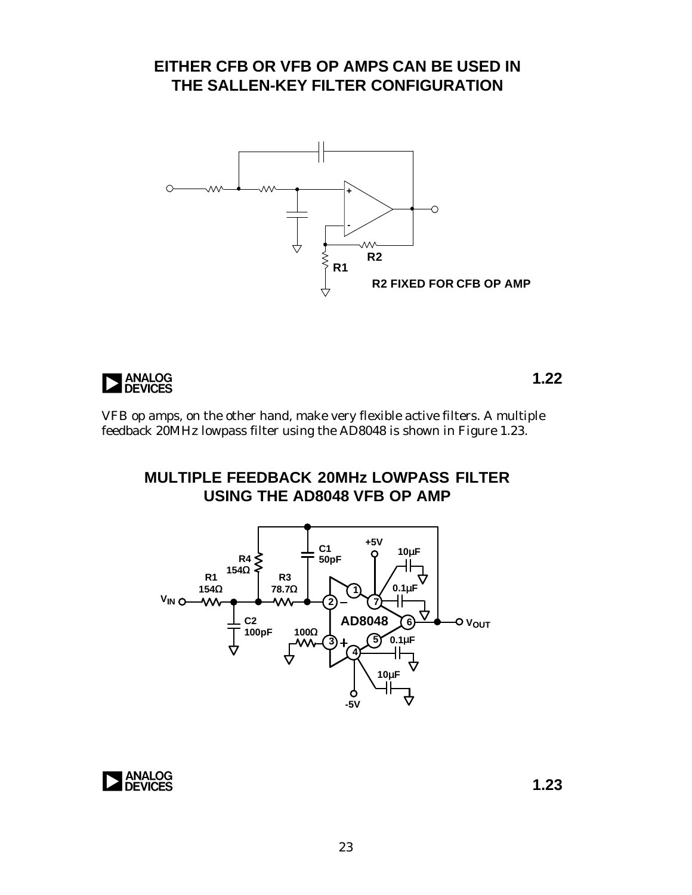## EITHER CFB OR VFB OP AMPS CAN BE USED IN THE SALLEN-KEY FILTER CONFIGURATION

R2 FIXED FOR CFB OP AMP

1.22

VFB op amps, on the other hand, make very flexible active filters. A multiple feedback 20MHz lowpass filter using the AD8048 is shown in Figure 1.23.

## MULTIPLE FEEDBACK 20MHz LOWPASS FILTER USING THE AD8048 VFB OP AMP

1.23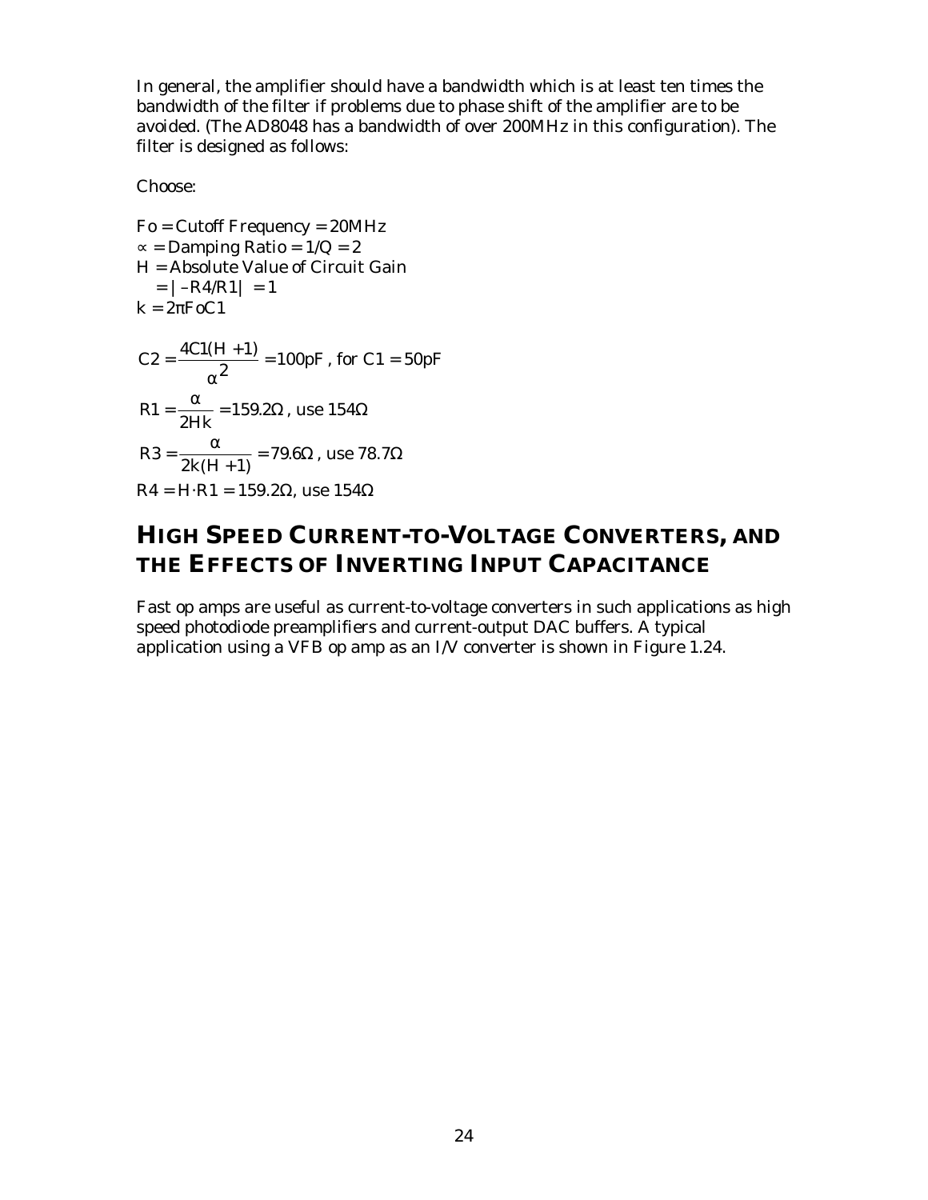In general, the amplifier should have a bandwidth which is at least ten times the bandwidth of the filter if problems due to phase shift of the amplifier are to be avoided. (The AD8048 has a bandwidth of over 200MHz in this configuration). The filter is designed as follows:

Choose:

Fo = Cutoff Frequency = 20MHz
$\alpha$ = Damping Ratio = 1/Q = 2
H = Absolute Value of Circuit Gain
= | –R4/R1| = 1
k = 2πFoC1

$$C2 = \frac{4C1(H+1)}{\alpha^2} = 100\text{pF}\text{ , for } C1 = 50\text{pF}$$

$$R1 = \frac{\alpha}{2Hk} = 159.2\Omega\text{ , use } 154\Omega$$

$$R3 = \frac{\alpha}{2k(H+1)} = 79.6\Omega\text{ , use } 78.7\Omega$$

$$R4 = H \cdot R1 = 159.2\Omega\text{, use } 154\Omega$$

## HIGH SPEED CURRENT-TO-VOLTAGE CONVERTERS, AND THE EFFECTS OF INVERTING INPUT CAPACITANCE

Fast op amps are useful as current-to-voltage converters in such applications as high speed photodiode preamplifiers and current-output DAC buffers. A typical application using a VFB op amp as an I/V converter is shown in Figure 1.24.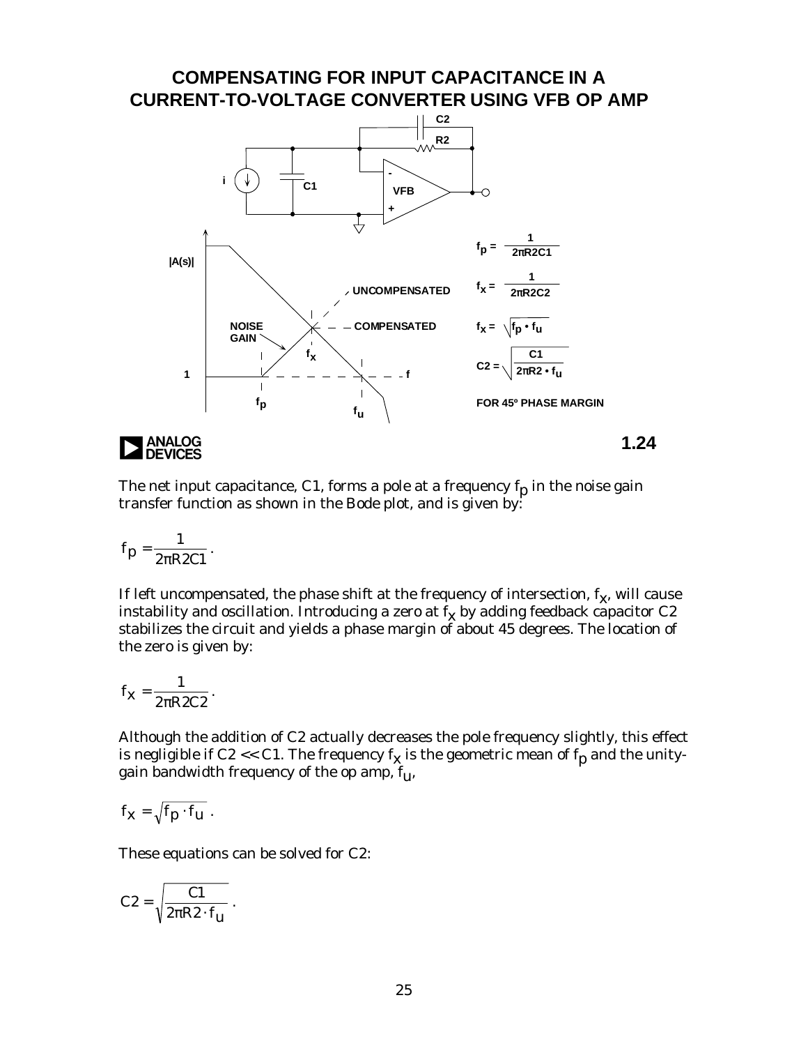## COMPENSATING FOR INPUT CAPACITANCE IN A CURRENT-TO-VOLTAGE CONVERTER USING VFB OP AMP

$f_p = \dfrac{1}{2\pi R2C1}$

$f_x = \dfrac{1}{2\pi R2C2}$

$f_x = \sqrt{f_p \cdot f_u}$

$C2 = \sqrt{\dfrac{C1}{2\pi R2 \cdot f_u}}$

FOR 45° PHASE MARGIN

1.24

The net input capacitance, C1, forms a pole at a frequency $f_p$ in the noise gain transfer function as shown in the Bode plot, and is given by:

$$f_p = \frac{1}{2\pi R2C1}.$$

If left uncompensated, the phase shift at the frequency of intersection, $f_x$, will cause instability and oscillation. Introducing a zero at $f_x$ by adding feedback capacitor C2 stabilizes the circuit and yields a phase margin of about 45 degrees. The location of the zero is given by:

$$f_x = \frac{1}{2\pi R2C2}.$$

Although the addition of C2 actually decreases the pole frequency slightly, this effect is negligible if C2 << C1. The frequency $f_x$ is the geometric mean of $f_p$ and the unity-gain bandwidth frequency of the op amp, $f_u$,

$$f_x = \sqrt{f_p \cdot f_u}.$$

These equations can be solved for C2:

$$C2 = \sqrt{\frac{C1}{2\pi R2 \cdot f_u}}.$$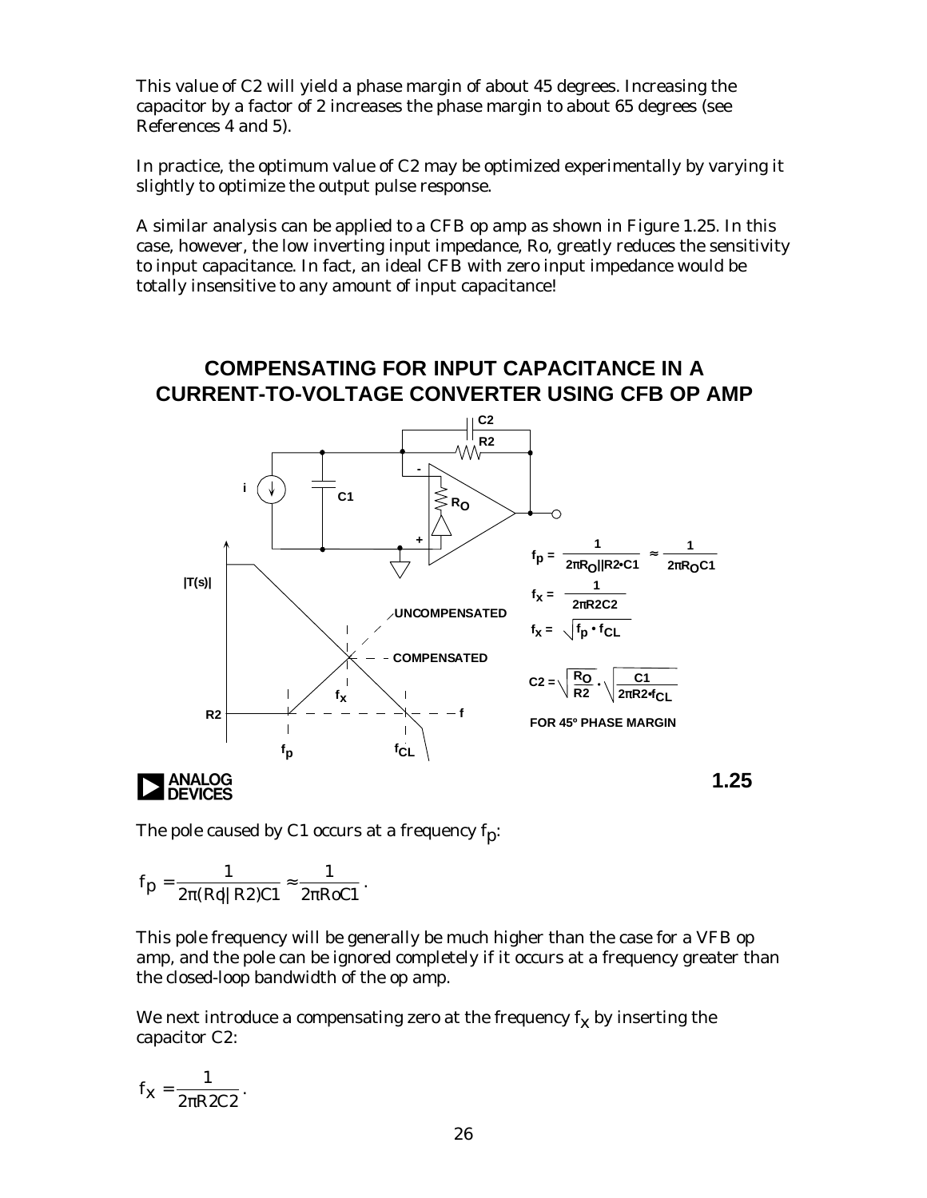This value of C2 will yield a phase margin of about 45 degrees. Increasing the capacitor by a factor of 2 increases the phase margin to about 65 degrees (see References 4 and 5).

In practice, the optimum value of C2 may be optimized experimentally by varying it slightly to optimize the output pulse response.

A similar analysis can be applied to a CFB op amp as shown in Figure 1.25. In this case, however, the low inverting input impedance, Ro, greatly reduces the sensitivity to input capacitance. In fact, an ideal CFB with zero input impedance would be totally insensitive to any amount of input capacitance!

## COMPENSATING FOR INPUT CAPACITANCE IN A CURRENT-TO-VOLTAGE CONVERTER USING CFB OP AMP

$$f_P = \frac{1}{2\pi R_O||R2 \cdot C1} \approx \frac{1}{2\pi R_O C1}$$

$$f_X = \frac{1}{2\pi R2C2}$$

$$f_X = \sqrt{f_P \cdot f_{CL}}$$

$$C2 = \sqrt{\frac{R_O}{R2}} \cdot \sqrt{\frac{C1}{2\pi R2 \cdot f_{CL}}}$$

FOR 45° PHASE MARGIN

1.25

The pole caused by C1 occurs at a frequency $f_P$:

$$f_P = \frac{1}{2\pi(Ro||R2)C1} \approx \frac{1}{2\pi RoC1}.$$

This pole frequency will be generally be much higher than the case for a VFB op amp, and the pole can be ignored completely if it occurs at a frequency greater than the closed-loop bandwidth of the op amp.

We next introduce a compensating zero at the frequency $f_X$ by inserting the capacitor C2:

$$f_X = \frac{1}{2\pi R2C2}.$$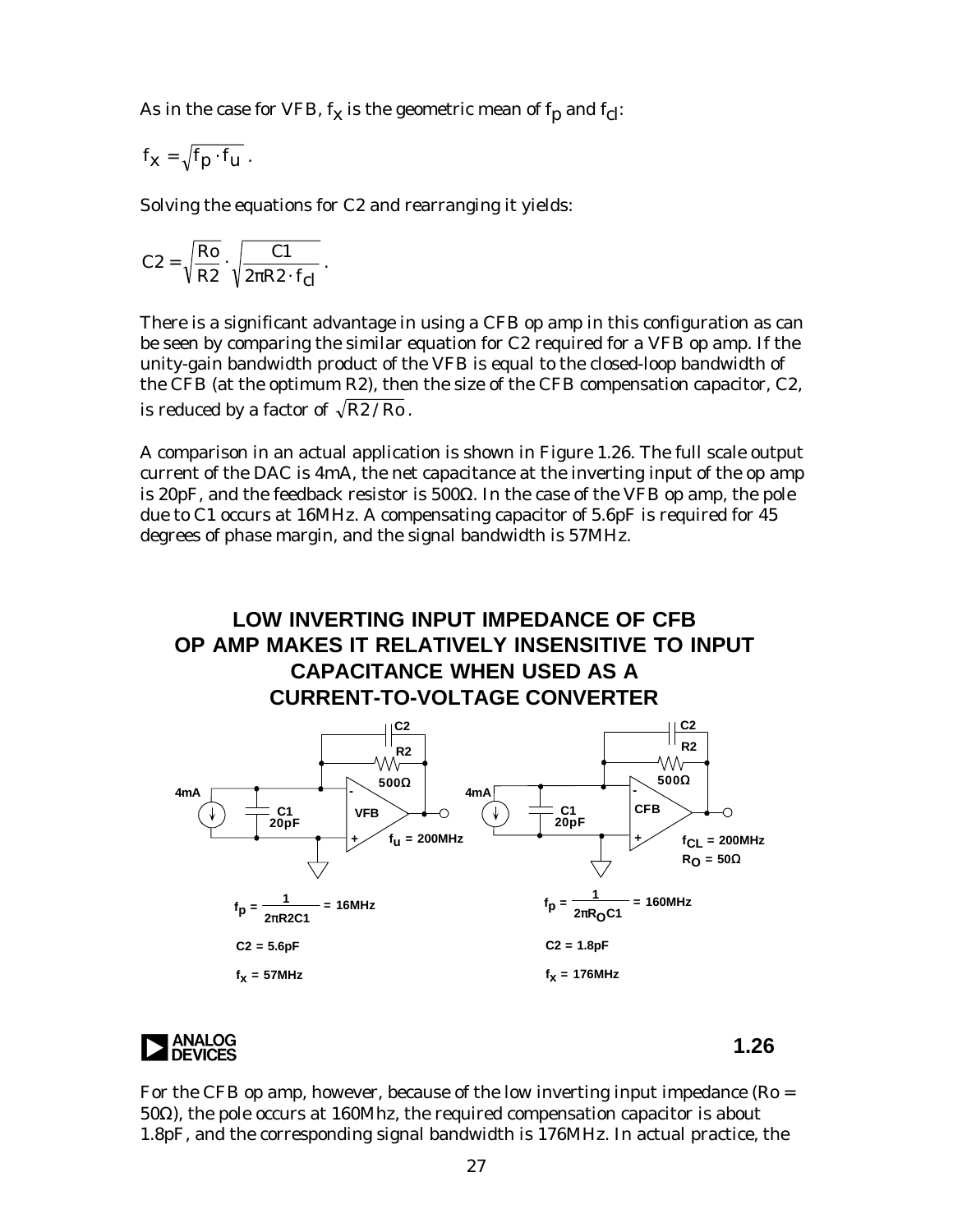As in the case for VFB, $f_x$ is the geometric mean of $f_p$ and $f_{cl}$:

$$f_x = \sqrt{f_p \cdot f_u}\ .$$

Solving the equations for C2 and rearranging it yields:

$$C2 = \sqrt{\frac{Ro}{R2}} \cdot \sqrt{\frac{C1}{2\pi R2 \cdot f_{cl}}}\ .$$

There is a significant advantage in using a CFB op amp in this configuration as can be seen by comparing the similar equation for C2 required for a VFB op amp. If the unity-gain bandwidth product of the VFB is equal to the closed-loop bandwidth of the CFB (at the optimum R2), then the size of the CFB compensation capacitor, C2, is reduced by a factor of $\sqrt{R2/Ro}$.

A comparison in an actual application is shown in Figure 1.26. The full scale output current of the DAC is 4mA, the net capacitance at the inverting input of the op amp is 20pF, and the feedback resistor is 500Ω. In the case of the VFB op amp, the pole due to C1 occurs at 16MHz. A compensating capacitor of 5.6pF is required for 45 degrees of phase margin, and the signal bandwidth is 57MHz.

**LOW INVERTING INPUT IMPEDANCE OF CFB OP AMP MAKES IT RELATIVELY INSENSITIVE TO INPUT CAPACITANCE WHEN USED AS A CURRENT-TO-VOLTAGE CONVERTER**

VFB: 4mA, C1 20pF, R2 500Ω, $f_u$ = 200MHz

$f_p = \frac{1}{2\pi R2C1} = 16\text{MHz}$

C2 = 5.6pF

$f_x$ = 57MHz

CFB: 4mA, C1 20pF, R2 500Ω, $f_{CL}$ = 200MHz, $R_O$ = 50Ω

$f_p = \frac{1}{2\pi R_O C1} = 160\text{MHz}$

C2 = 1.8pF

$f_x$ = 176MHz

1.26

For the CFB op amp, however, because of the low inverting input impedance (Ro = 50Ω), the pole occurs at 160Mhz, the required compensation capacitor is about 1.8pF, and the corresponding signal bandwidth is 176MHz. In actual practice, the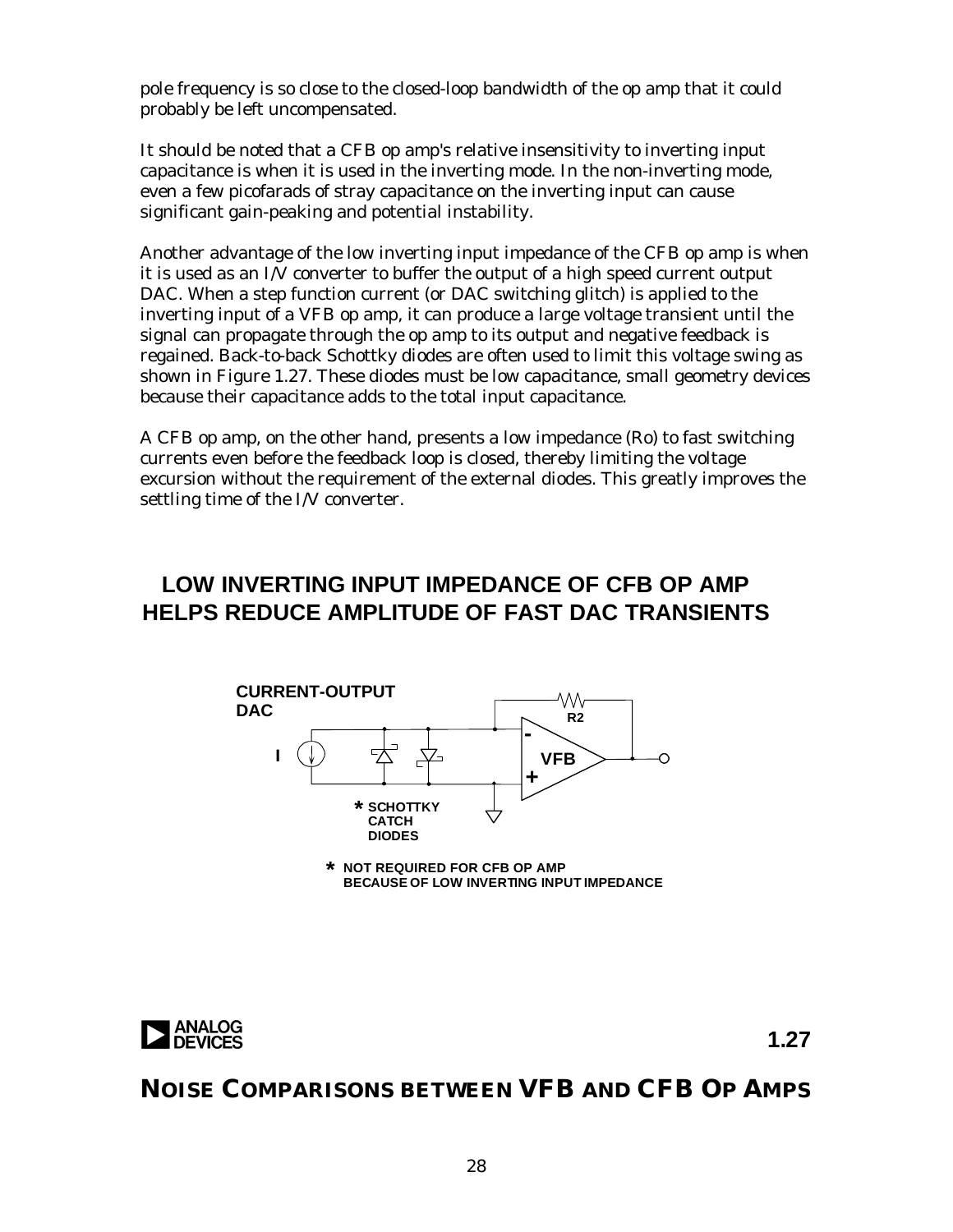pole frequency is so close to the closed-loop bandwidth of the op amp that it could probably be left uncompensated.

It should be noted that a CFB op amp's relative insensitivity to inverting input capacitance is when it is used in the inverting mode. In the non-inverting mode, even a few picofarads of stray capacitance on the inverting input can cause significant gain-peaking and potential instability.

Another advantage of the low inverting input impedance of the CFB op amp is when it is used as an I/V converter to buffer the output of a high speed current output DAC. When a step function current (or DAC switching glitch) is applied to the inverting input of a VFB op amp, it can produce a large voltage transient until the signal can propagate through the op amp to its output and negative feedback is regained. Back-to-back Schottky diodes are often used to limit this voltage swing as shown in Figure 1.27. These diodes must be low capacitance, small geometry devices because their capacitance adds to the total input capacitance.

A CFB op amp, on the other hand, presents a low impedance (Ro) to fast switching currents even before the feedback loop is closed, thereby limiting the voltage excursion without the requirement of the external diodes. This greatly improves the settling time of the I/V converter.

## LOW INVERTING INPUT IMPEDANCE OF CFB OP AMP HELPS REDUCE AMPLITUDE OF FAST DAC TRANSIENTS

CURRENT-OUTPUT DAC

I

R2

VFB

\* SCHOTTKY CATCH DIODES

\* NOT REQUIRED FOR CFB OP AMP BECAUSE OF LOW INVERTING INPUT IMPEDANCE

1.27

## NOISE COMPARISONS BETWEEN VFB AND CFB OP AMPS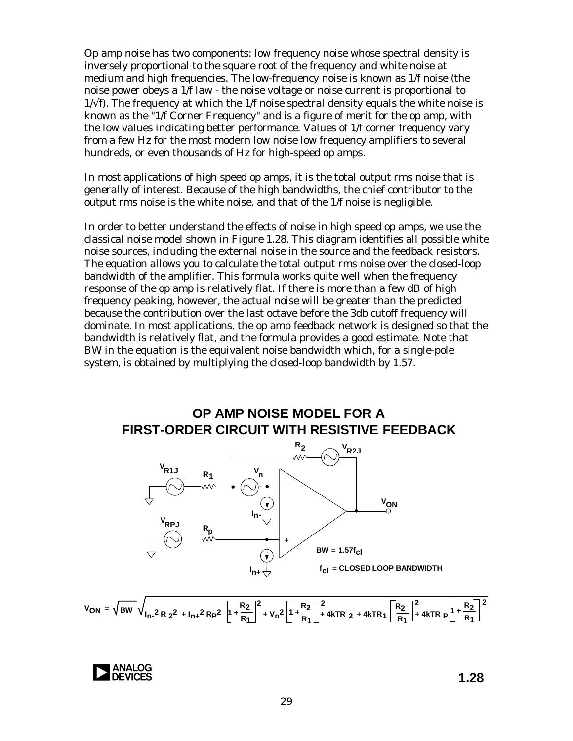Op amp noise has two components: low frequency noise whose spectral density is inversely proportional to the square root of the frequency and white noise at medium and high frequencies. The low-frequency noise is known as 1/f noise (the noise power obeys a 1/f law - the noise voltage or noise current is proportional to $1/\sqrt{f}$). The frequency at which the 1/f noise spectral density equals the white noise is known as the "1/f Corner Frequency" and is a figure of merit for the op amp, with the low values indicating better performance. Values of 1/f corner frequency vary from a few Hz for the most modern low noise low frequency amplifiers to several hundreds, or even thousands of Hz for high-speed op amps.

In most applications of high speed op amps, it is the total output rms noise that is generally of interest. Because of the high bandwidths, the chief contributor to the output rms noise is the white noise, and that of the 1/f noise is negligible.

In order to better understand the effects of noise in high speed op amps, we use the classical noise model shown in Figure 1.28. This diagram identifies all possible white noise sources, including the external noise in the source and the feedback resistors. The equation allows you to calculate the total output rms noise over the closed-loop bandwidth of the amplifier. This formula works quite well when the frequency response of the op amp is relatively flat. If there is more than a few dB of high frequency peaking, however, the actual noise will be greater than the predicted because the contribution over the last octave before the 3db cutoff frequency will dominate. In most applications, the op amp feedback network is designed so that the bandwidth is relatively flat, and the formula provides a good estimate. Note that BW in the equation is the equivalent noise bandwidth which, for a single-pole system, is obtained by multiplying the closed-loop bandwidth by 1.57.

## OP AMP NOISE MODEL FOR A FIRST-ORDER CIRCUIT WITH RESISTIVE FEEDBACK

$BW = 1.57 f_{cl}$

$f_{cl}$ = CLOSED LOOP BANDWIDTH

$$V_{ON} = \sqrt{BW}\sqrt{I_{n-}^2 R_2^2 + I_{n+}^2 R_P^2\left[1+\frac{R_2}{R_1}\right]^2 + V_n^2\left[1+\frac{R_2}{R_1}\right]^2 + 4kTR_2 + 4kTR_1\left[\frac{R_2}{R_1}\right]^2 + 4kTR_P\left[1+\frac{R_2}{R_1}\right]^2}$$

1.28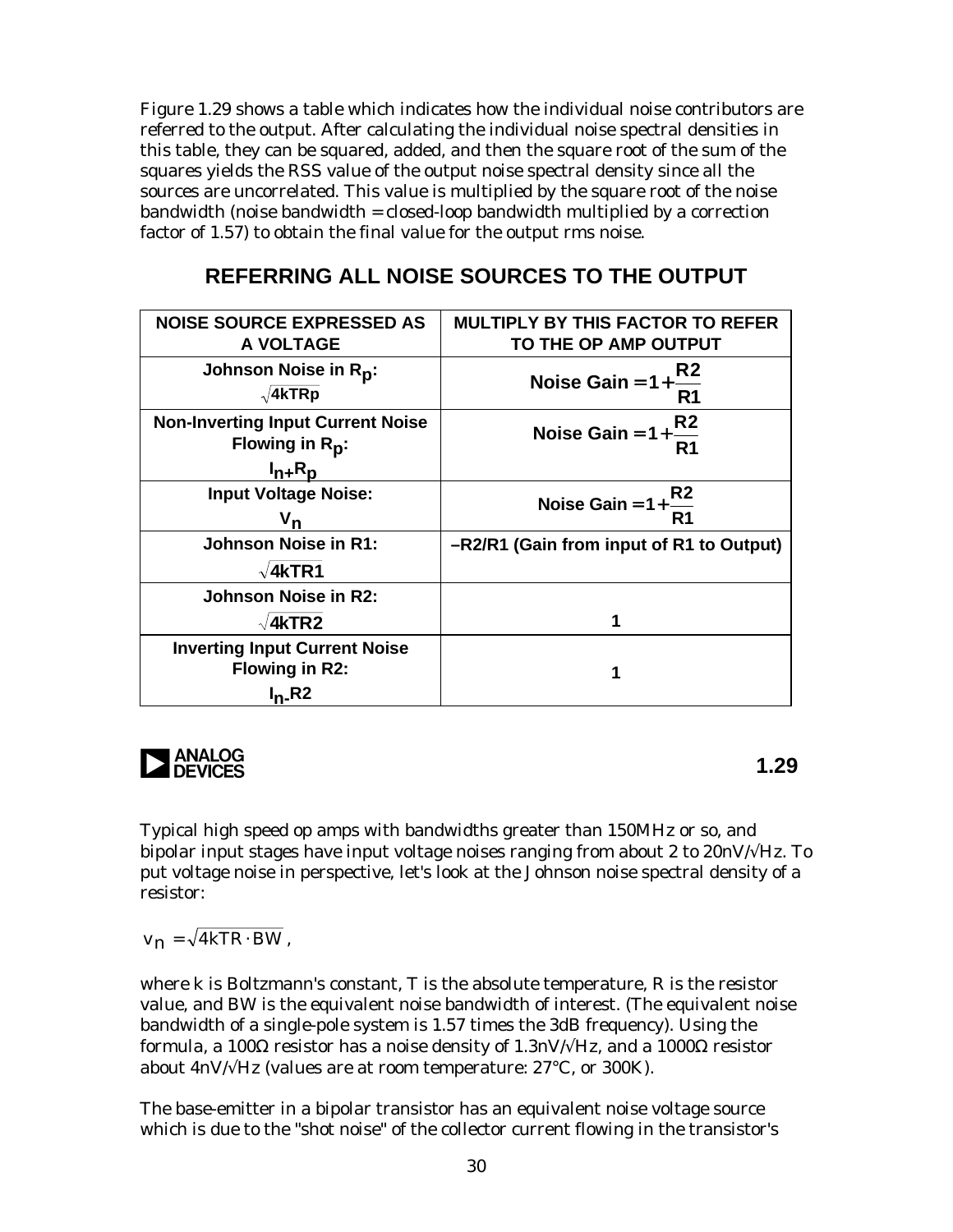Figure 1.29 shows a table which indicates how the individual noise contributors are referred to the output. After calculating the individual noise spectral densities in this table, they can be squared, added, and then the square root of the sum of the squares yields the RSS value of the output noise spectral density since all the sources are uncorrelated. This value is multiplied by the square root of the noise bandwidth (noise bandwidth = closed-loop bandwidth multiplied by a correction factor of 1.57) to obtain the final value for the output rms noise.

## REFERRING ALL NOISE SOURCES TO THE OUTPUT

| NOISE SOURCE EXPRESSED AS A VOLTAGE | MULTIPLY BY THIS FACTOR TO REFER TO THE OP AMP OUTPUT |
|---|---|
| **Johnson Noise in $R_p$:** $\sqrt{4kTRp}$ | Noise Gain $= 1 + \frac{R2}{R1}$ |
| **Non-Inverting Input Current Noise Flowing in $R_p$:** $I_{n+}R_p$ | Noise Gain $= 1 + \frac{R2}{R1}$ |
| **Input Voltage Noise:** $V_n$ | Noise Gain $= 1 + \frac{R2}{R1}$ |
| **Johnson Noise in R1:** $\sqrt{4kTR1}$ | –R2/R1 (Gain from input of R1 to Output) |
| **Johnson Noise in R2:** $\sqrt{4kTR2}$ | 1 |
| **Inverting Input Current Noise Flowing in R2:** $I_{n-}R2$ | 1 |

1.29

Typical high speed op amps with bandwidths greater than 150MHz or so, and bipolar input stages have input voltage noises ranging from about 2 to 20nV/√Hz. To put voltage noise in perspective, let's look at the Johnson noise spectral density of a resistor:

$v_n = \sqrt{4kTR \cdot BW}$,

where k is Boltzmann's constant, T is the absolute temperature, R is the resistor value, and BW is the equivalent noise bandwidth of interest. (The equivalent noise bandwidth of a single-pole system is 1.57 times the 3dB frequency). Using the formula, a 100Ω resistor has a noise density of 1.3nV/√Hz, and a 1000Ω resistor about 4nV/√Hz (values are at room temperature: 27°C, or 300K).

The base-emitter in a bipolar transistor has an equivalent noise voltage source which is due to the "shot noise" of the collector current flowing in the transistor's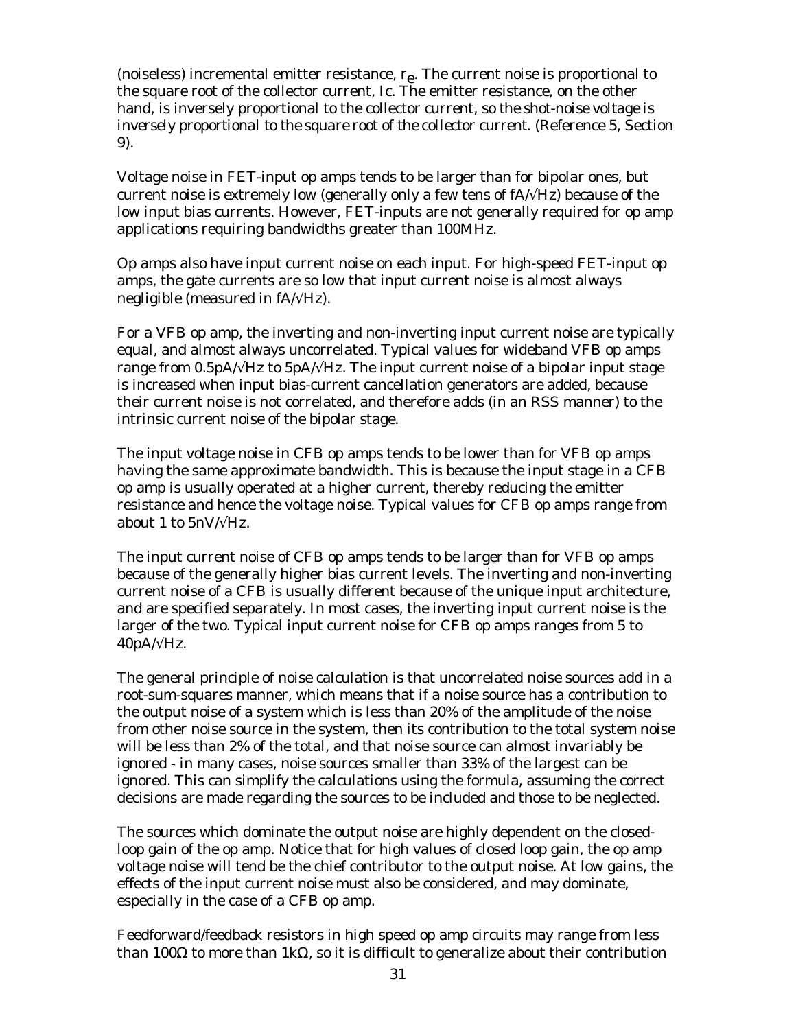(noiseless) incremental emitter resistance, $r_e$. The current noise is proportional to the square root of the collector current, Ic. The emitter resistance, on the other hand, is inversely proportional to the collector current, so the shot-noise voltage is *inversely proportional to the square root of the collector current*. (Reference 5, Section 9).

Voltage noise in FET-input op amps tends to be larger than for bipolar ones, but current noise is extremely low (generally only a few tens of fA/√Hz) because of the low input bias currents. However, FET-inputs are not generally required for op amp applications requiring bandwidths greater than 100MHz.

Op amps also have input current noise on each input. For high-speed FET-input op amps, the gate currents are so low that input current noise is almost always negligible (measured in fA/√Hz).

For a VFB op amp, the inverting and non-inverting input current noise are typically equal, and almost always uncorrelated. Typical values for wideband VFB op amps range from 0.5pA/√Hz to 5pA/√Hz. The input current noise of a bipolar input stage is increased when input bias-current cancellation generators are added, because their current noise is not correlated, and therefore adds (in an RSS manner) to the intrinsic current noise of the bipolar stage.

The input voltage noise in CFB op amps tends to be lower than for VFB op amps having the same approximate bandwidth. This is because the input stage in a CFB op amp is usually operated at a higher current, thereby reducing the emitter resistance and hence the voltage noise. Typical values for CFB op amps range from about 1 to 5nV/√Hz.

The input current noise of CFB op amps tends to be larger than for VFB op amps because of the generally higher bias current levels. The inverting and non-inverting current noise of a CFB is usually different because of the unique input architecture, and are specified separately. In most cases, the inverting input current noise is the larger of the two. Typical input current noise for CFB op amps ranges from 5 to 40pA/√Hz.

The general principle of noise calculation is that uncorrelated noise sources add in a root-sum-squares manner, which means that if a noise source has a contribution to the output noise of a system which is less than 20% of the amplitude of the noise from other noise source in the system, then its contribution to the total system noise will be less than 2% of the total, and that noise source can almost invariably be ignored - in many cases, noise sources smaller than 33% of the largest can be ignored. This can simplify the calculations using the formula, assuming the correct decisions are made regarding the sources to be included and those to be neglected.

The sources which dominate the output noise are highly dependent on the closed-loop gain of the op amp. Notice that for high values of closed loop gain, the op amp voltage noise will tend be the chief contributor to the output noise. At low gains, the effects of the input current noise must also be considered, and may dominate, especially in the case of a CFB op amp.

Feedforward/feedback resistors in high speed op amp circuits may range from less than 100Ω to more than 1kΩ, so it is difficult to generalize about their contribution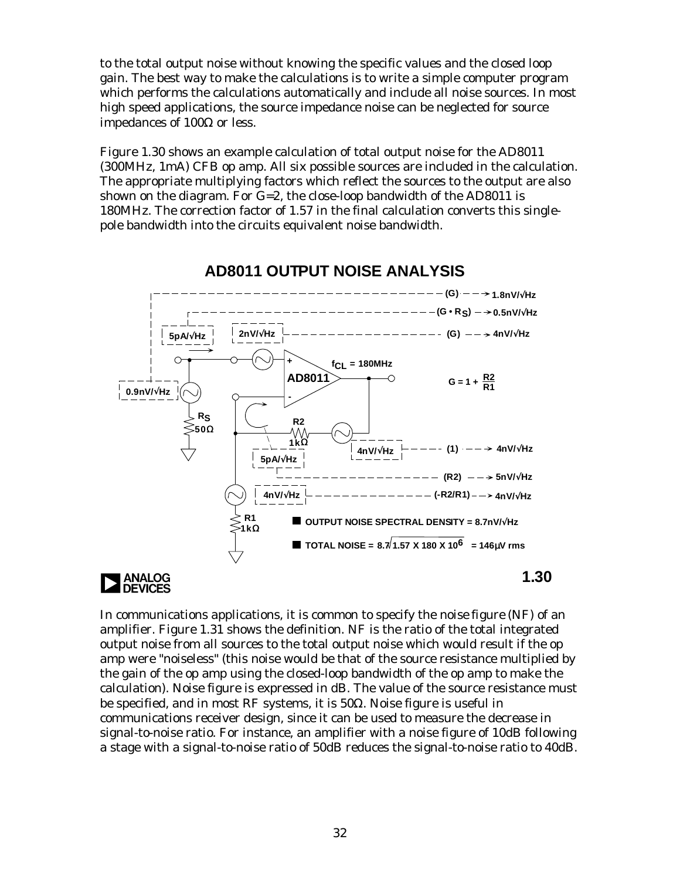to the total output noise without knowing the specific values and the closed loop gain. The best way to make the calculations is to write a simple computer program which performs the calculations automatically and include all noise sources. In most high speed applications, the source impedance noise can be neglected for source impedances of 100Ω or less.

Figure 1.30 shows an example calculation of total output noise for the AD8011 (300MHz, 1mA) CFB op amp. All six possible sources are included in the calculation. The appropriate multiplying factors which reflect the sources to the output are also shown on the diagram. For G=2, the close-loop bandwidth of the AD8011 is 180MHz. The correction factor of 1.57 in the final calculation converts this single-pole bandwidth into the circuits equivalent noise bandwidth.

## AD8011 OUTPUT NOISE ANALYSIS

- 0.9nV/√Hz → (G) → 1.8nV/√Hz
- 5pA/√Hz → ($G \cdot R_S$) → 0.5nV/√Hz
- 2nV/√Hz → (G) → 4nV/√Hz
- 4nV/√Hz → (1) → 4nV/√Hz
- 5pA/√Hz → (R2) → 5nV/√Hz
- 4nV/√Hz → (-R2/R1) → 4nV/√Hz

$f_{CL}$ = 180MHz, AD8011, $G = 1 + \frac{R2}{R1}$, $R_S$ 50Ω, R2 1kΩ, R1 1kΩ

- OUTPUT NOISE SPECTRAL DENSITY = 8.7nV/√Hz
- TOTAL NOISE = $8.7\sqrt{1.57 \times 180 \times 10^6}$ = 146µV rms

1.30

In communications applications, it is common to specify the noise figure (NF) of an amplifier. Figure 1.31 shows the definition. NF is the ratio of the total integrated output noise from all sources to the total output noise which would result if the op amp were "noiseless" (this noise would be that of the source resistance multiplied by the gain of the op amp using the closed-loop bandwidth of the op amp to make the calculation). Noise figure is expressed in dB. The value of the source resistance must be specified, and in most RF systems, it is 50Ω. Noise figure is useful in communications receiver design, since it can be used to measure the decrease in signal-to-noise ratio. For instance, an amplifier with a noise figure of 10dB following a stage with a signal-to-noise ratio of 50dB reduces the signal-to-noise ratio to 40dB.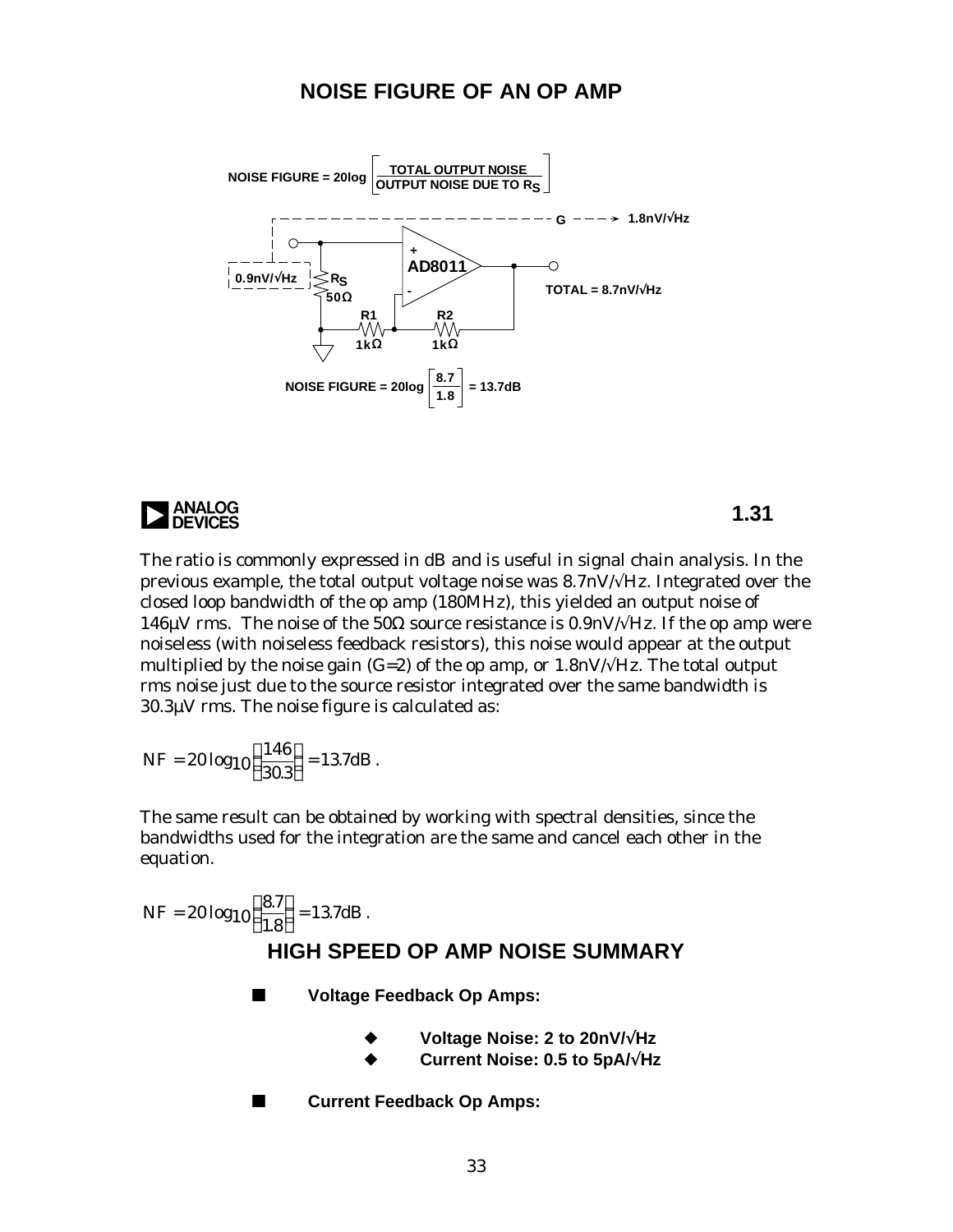## NOISE FIGURE OF AN OP AMP

NOISE FIGURE = 20log $\left[\frac{\text{TOTAL OUTPUT NOISE}}{\text{OUTPUT NOISE DUE TO } R_S}\right]$

G → 1.8nV/√Hz

0.9nV/√Hz

$R_S$ 50Ω

AD8011

R1 1kΩ

R2 1kΩ

TOTAL = 8.7nV/√Hz

NOISE FIGURE = 20log $\left[\frac{8.7}{1.8}\right]$ = 13.7dB

1.31

The ratio is commonly expressed in dB and is useful in signal chain analysis. In the previous example, the total output voltage noise was 8.7nV/√Hz. Integrated over the closed loop bandwidth of the op amp (180MHz), this yielded an output noise of 146µV rms. The noise of the 50Ω source resistance is 0.9nV/√Hz. If the op amp were noiseless (with noiseless feedback resistors), this noise would appear at the output multiplied by the noise gain (G=2) of the op amp, or 1.8nV/√Hz. The total output rms noise just due to the source resistor integrated over the same bandwidth is 30.3µV rms. The noise figure is calculated as:

$$NF = 20\log_{10}\left(\frac{146}{30.3}\right) = 13.7\text{dB}.$$

The same result can be obtained by working with spectral densities, since the bandwidths used for the integration are the same and cancel each other in the equation.

$$NF = 20\log_{10}\left(\frac{8.7}{1.8}\right) = 13.7\text{dB}.$$

## HIGH SPEED OP AMP NOISE SUMMARY

- **Voltage Feedback Op Amps:**
  - **Voltage Noise: 2 to 20nV/√Hz**
  - **Current Noise: 0.5 to 5pA/√Hz**
- **Current Feedback Op Amps:**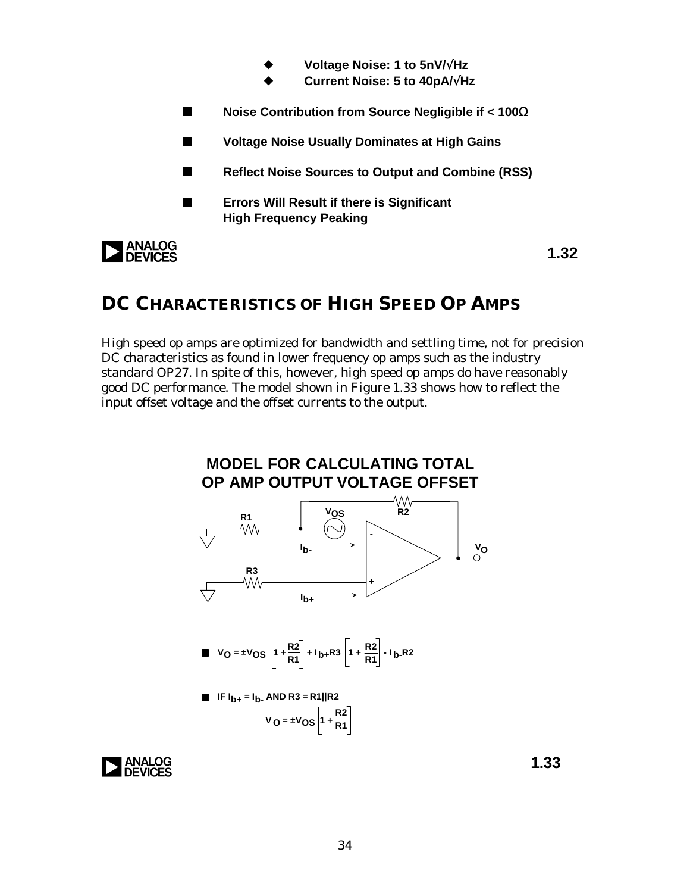- Voltage Noise: 1 to 5nV/√Hz
- Current Noise: 5 to 40pA/√Hz

- **Noise Contribution from Source Negligible if < 100Ω**
- **Voltage Noise Usually Dominates at High Gains**
- **Reflect Noise Sources to Output and Combine (RSS)**
- **Errors Will Result if there is Significant High Frequency Peaking**

**1.32**

## DC CHARACTERISTICS OF HIGH SPEED OP AMPS

High speed op amps are optimized for bandwidth and settling time, not for precision DC characteristics as found in lower frequency op amps such as the industry standard OP27. In spite of this, however, high speed op amps do have reasonably good DC performance. The model shown in Figure 1.33 shows how to reflect the input offset voltage and the offset currents to the output.

**MODEL FOR CALCULATING TOTAL OP AMP OUTPUT VOLTAGE OFFSET**

- $V_O = \pm V_{OS}\left[1 + \frac{R2}{R1}\right] + I_{b+}R3\left[1 + \frac{R2}{R1}\right] - I_{b-}R2$

- IF $I_{b+} = I_{b-}$ AND $R3 = R1||R2$

$$V_O = \pm V_{OS}\left[1 + \frac{R2}{R1}\right]$$

**1.33**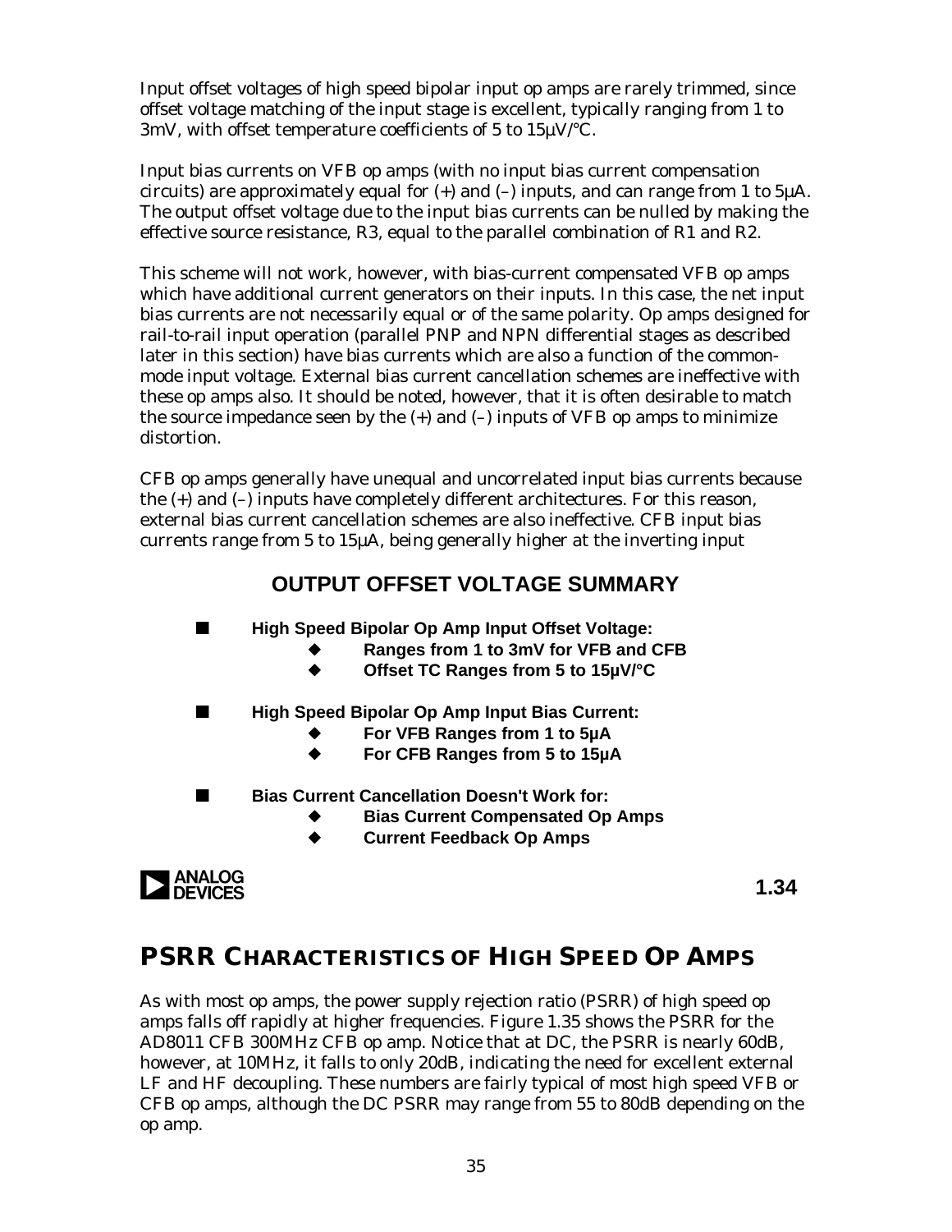Input offset voltages of high speed bipolar input op amps are rarely trimmed, since offset voltage matching of the input stage is excellent, typically ranging from 1 to 3mV, with offset temperature coefficients of 5 to 15µV/°C.

Input bias currents on VFB op amps (with no input bias current compensation circuits) are approximately equal for (+) and (–) inputs, and can range from 1 to 5µA. The output offset voltage due to the input bias currents can be nulled by making the effective source resistance, R3, equal to the parallel combination of R1 and R2.

This scheme will not work, however, with bias-current compensated VFB op amps which have additional current generators on their inputs. In this case, the net input bias currents are not necessarily equal or of the same polarity. Op amps designed for rail-to-rail input operation (parallel PNP and NPN differential stages as described later in this section) have bias currents which are also a function of the common-mode input voltage. External bias current cancellation schemes are ineffective with these op amps also. It should be noted, however, that it is often desirable to match the source impedance seen by the (+) and (–) inputs of VFB op amps to minimize distortion.

CFB op amps generally have unequal and uncorrelated input bias currents because the (+) and (–) inputs have completely different architectures. For this reason, external bias current cancellation schemes are also ineffective. CFB input bias currents range from 5 to 15µA, being generally higher at the inverting input

### OUTPUT OFFSET VOLTAGE SUMMARY

- **High Speed Bipolar Op Amp Input Offset Voltage:**
  - **Ranges from 1 to 3mV for VFB and CFB**
  - **Offset TC Ranges from 5 to 15µV/°C**
- **High Speed Bipolar Op Amp Input Bias Current:**
  - **For VFB Ranges from 1 to 5µA**
  - **For CFB Ranges from 5 to 15µA**
- **Bias Current Cancellation Doesn't Work for:**
  - **Bias Current Compensated Op Amps**
  - **Current Feedback Op Amps**

**1.34**

## PSRR CHARACTERISTICS OF HIGH SPEED OP AMPS

As with most op amps, the power supply rejection ratio (PSRR) of high speed op amps falls off rapidly at higher frequencies. Figure 1.35 shows the PSRR for the AD8011 CFB 300MHz CFB op amp. Notice that at DC, the PSRR is nearly 60dB, however, at 10MHz, it falls to only 20dB, indicating the need for excellent external LF and HF decoupling. These numbers are fairly typical of most high speed VFB or CFB op amps, although the DC PSRR may range from 55 to 80dB depending on the op amp.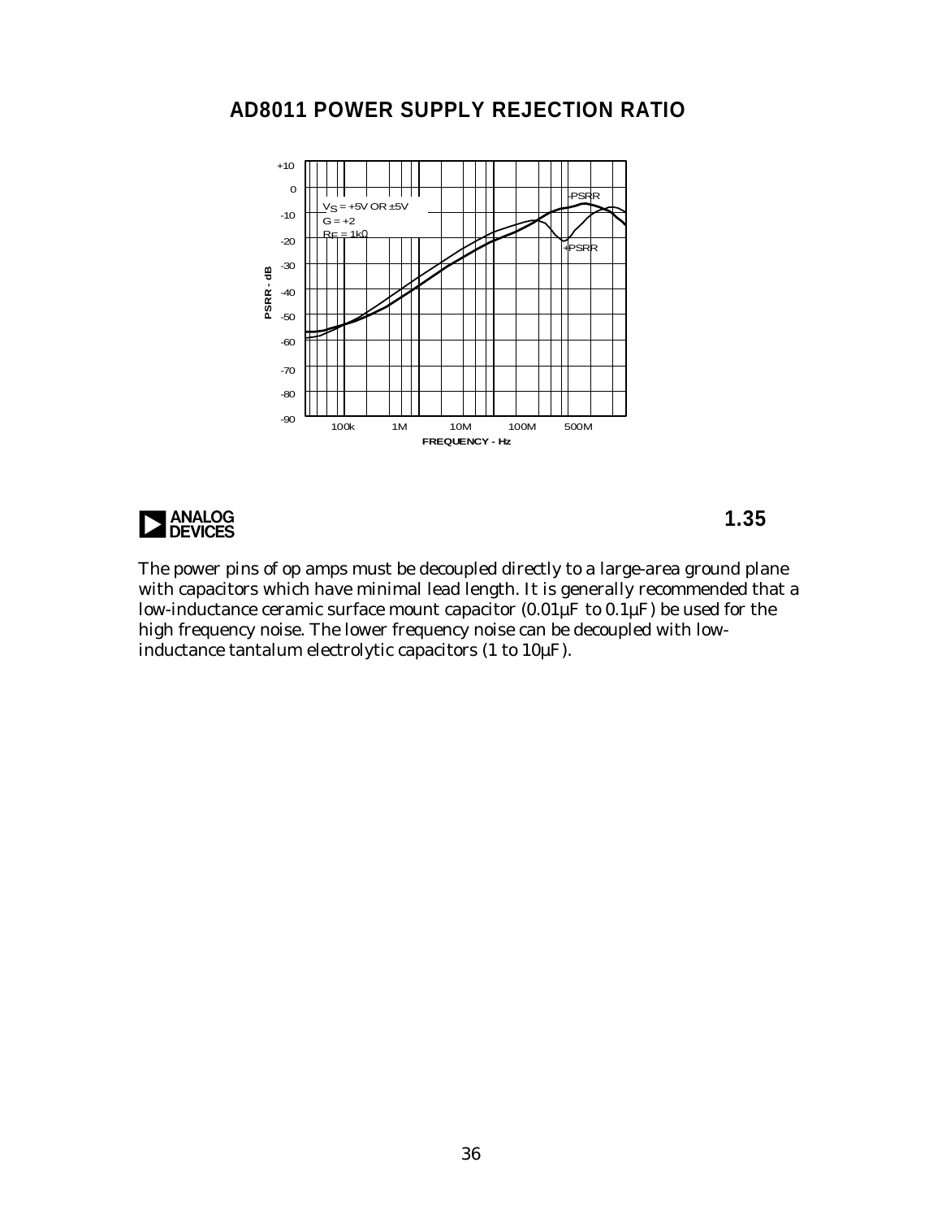## AD8011 POWER SUPPLY REJECTION RATIO

1.35

The power pins of op amps must be decoupled directly to a large-area ground plane with capacitors which have minimal lead length. It is generally recommended that a low-inductance ceramic surface mount capacitor (0.01µF to 0.1µF) be used for the high frequency noise. The lower frequency noise can be decoupled with low-inductance tantalum electrolytic capacitors (1 to 10µF).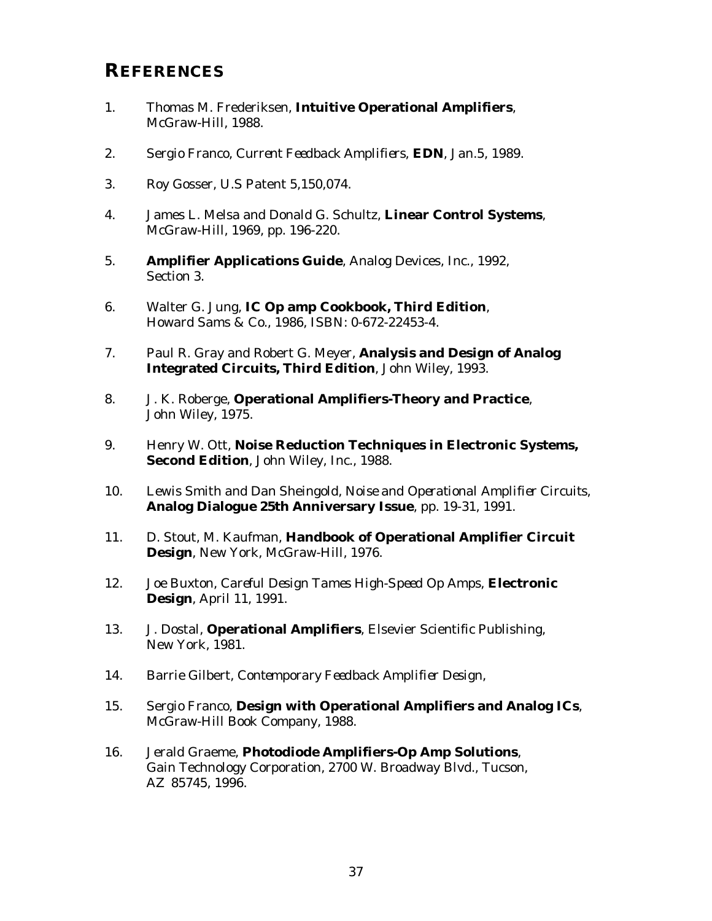## REFERENCES

1. Thomas M. Frederiksen, **Intuitive Operational Amplifiers**, McGraw-Hill, 1988.

2. Sergio Franco, *Current Feedback Amplifiers*, **EDN**, Jan.5, 1989.

3. Roy Gosser, U.S Patent 5,150,074.

4. James L. Melsa and Donald G. Schultz, **Linear Control Systems**, McGraw-Hill, 1969, pp. 196-220.

5. **Amplifier Applications Guide**, Analog Devices, Inc., 1992, Section 3.

6. Walter G. Jung, **IC Op amp Cookbook, Third Edition**, Howard Sams & Co., 1986, ISBN: 0-672-22453-4.

7. Paul R. Gray and Robert G. Meyer, **Analysis and Design of Analog Integrated Circuits, Third Edition**, John Wiley, 1993.

8. J. K. Roberge, **Operational Amplifiers-Theory and Practice**, John Wiley, 1975.

9. Henry W. Ott, **Noise Reduction Techniques in Electronic Systems, Second Edition**, John Wiley, Inc., 1988.

10. Lewis Smith and Dan Sheingold, *Noise and Operational Amplifier Circuits*, **Analog Dialogue 25th Anniversary Issue**, pp. 19-31, 1991.

11. D. Stout, M. Kaufman, **Handbook of Operational Amplifier Circuit Design**, New York, McGraw-Hill, 1976.

12. Joe Buxton, *Careful Design Tames High-Speed Op Amps*, **Electronic Design**, April 11, 1991.

13. J. Dostal, **Operational Amplifiers**, Elsevier Scientific Publishing, New York, 1981.

14. Barrie Gilbert, *Contemporary Feedback Amplifier Design*,

15. Sergio Franco, **Design with Operational Amplifiers and Analog ICs**, McGraw-Hill Book Company, 1988.

16. Jerald Graeme, **Photodiode Amplifiers-Op Amp Solutions**, Gain Technology Corporation, 2700 W. Broadway Blvd., Tucson, AZ 85745, 1996.